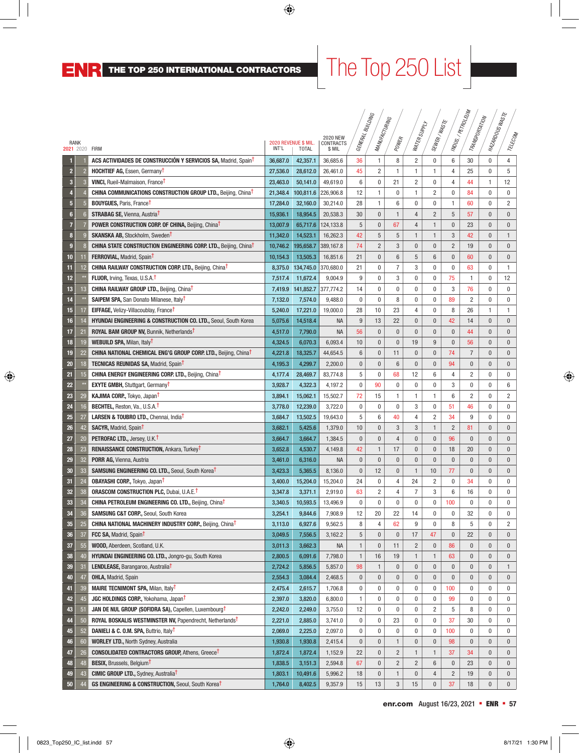# ENR THE TOP 250 INTERNATIONAL CONTRACTORS

## The Top 250 List

| RANK 2021 | RANK 2020 | FIRM | 2020 REVENUE $ MIL. INT'L | 2020 REVENUE $ MIL. TOTAL | 2020 NEW CONTRACTS $ MIL | GENERAL BUILDING | MANUFACTURING | POWER | WATER SUPPLY | SEWER / WASTE | INDUS. / PETROLEUM | TRANSPORTATION | HAZARDOUS WASTE | TELECOM |
|---|---|---|---|---|---|---|---|---|---|---|---|---|---|---|
| 1 | 1 | **ACS ACTIVIDADES DE CONSTRUCCIÓN Y SERVICIOS SA**, Madrid, Spain† | 36,687.0 | 42,357.1 | 36,685.6 | 36 | 1 | 8 | 2 | 0 | 6 | 30 | 0 | 4 |
| 2 | 2 | **HOCHTIEF AG**, Essen, Germany† | 27,536.0 | 28,612.0 | 26,461.0 | 45 | 2 | 1 | 1 | 1 | 4 | 25 | 0 | 5 |
| 3 | 3 | **VINCI**, Rueil-Malmaison, France† | 23,463.0 | 50,141.0 | 49,619.0 | 6 | 0 | 21 | 2 | 0 | 4 | 44 | 1 | 12 |
| 4 | 4 | **CHINA COMMUNICATIONS CONSTRUCTION GROUP LTD.**, Beijing, China† | 21,348.4 | 100,811.6 | 226,906.8 | 12 | 1 | 0 | 1 | 2 | 0 | 84 | 0 | 0 |
| 5 | 5 | **BOUYGUES**, Paris, France† | 17,284.0 | 32,160.0 | 30,214.0 | 28 | 1 | 6 | 0 | 0 | 1 | 60 | 0 | 2 |
| 6 | 6 | **STRABAG SE**, Vienna, Austria† | 15,936.1 | 18,954.5 | 20,538.3 | 30 | 0 | 1 | 4 | 2 | 5 | 57 | 0 | 0 |
| 7 | 7 | **POWER CONSTRUCTION CORP. OF CHINA**, Beijing, China† | 13,007.9 | 65,717.6 | 124,133.8 | 5 | 0 | 67 | 4 | 1 | 0 | 23 | 0 | 0 |
| 8 | 9 | **SKANSKA AB**, Stockholm, Sweden† | 11,342.0 | 14,523.1 | 16,262.3 | 42 | 5 | 5 | 1 | 1 | 3 | 42 | 0 | 1 |
| 9 | 8 | **CHINA STATE CONSTRUCTION ENGINEERING CORP. LTD.**, Beijing, China† | 10,746.2 | 195,658.7 | 389,167.8 | 74 | 2 | 3 | 0 | 0 | 2 | 19 | 0 | 0 |
| 10 | 11 | **FERROVIAL**, Madrid, Spain† | 10,154.3 | 13,505.3 | 16,851.6 | 21 | 0 | 6 | 5 | 6 | 0 | 60 | 0 | 0 |
| 11 | 12 | **CHINA RAILWAY CONSTRUCTION CORP. LTD.**, Beijing, China† | 8,375.0 | 134,745.0 | 370,680.0 | 21 | 0 | 7 | 3 | 0 | 0 | 63 | 0 | 1 |
| 12 | ** | **FLUOR**, Irving, Texas, U.S.A.† | 7,517.4 | 11,672.4 | 9,004.9 | 9 | 0 | 3 | 0 | 0 | 75 | 1 | 0 | 12 |
| 13 | 13 | **CHINA RAILWAY GROUP LTD.**, Beijing, China† | 7,419.9 | 141,852.7 | 377,774.2 | 14 | 0 | 0 | 0 | 0 | 3 | 76 | 0 | 0 |
| 14 | ** | **SAIPEM SPA**, San Donato Milanese, Italy† | 7,132.0 | 7,574.0 | 9,488.0 | 0 | 0 | 8 | 0 | 0 | 89 | 2 | 0 | 0 |
| 15 | 17 | **EIFFAGE**, Velizy-Villacoublay, France† | 5,240.0 | 17,221.0 | 19,000.0 | 28 | 10 | 23 | 4 | 0 | 8 | 26 | 1 | 1 |
| 16 | 14 | **HYUNDAI ENGINEERING & CONSTRUCTION CO. LTD.**, Seoul, South Korea | 5,075.6 | 14,518.4 | NA | 9 | 13 | 22 | 0 | 0 | 42 | 14 | 0 | 0 |
| 17 | 21 | **ROYAL BAM GROUP NV**, Bunnik, Netherlands† | 4,517.0 | 7,790.0 | NA | 56 | 0 | 0 | 0 | 0 | 0 | 44 | 0 | 0 |
| 18 | 19 | **WEBUILD SPA**, Milan, Italy† | 4,324.5 | 6,070.3 | 6,093.4 | 10 | 0 | 0 | 19 | 9 | 0 | 56 | 0 | 0 |
| 19 | 22 | **CHINA NATIONAL CHEMICAL ENG'G GROUP CORP. LTD.**, Beijing, China† | 4,221.8 | 18,325.7 | 44,654.5 | 6 | 0 | 11 | 0 | 0 | 74 | 7 | 0 | 0 |
| 20 | 18 | **TECNICAS REUNIDAS SA**, Madrid, Spain† | 4,195.3 | 4,299.7 | 2,200.0 | 0 | 0 | 6 | 0 | 0 | 94 | 0 | 0 | 0 |
| 21 | 15 | **CHINA ENERGY ENGINEERING CORP. LTD.**, Beijing, China† | 4,177.4 | 28,469.7 | 83,774.8 | 5 | 0 | 68 | 12 | 6 | 4 | 2 | 0 | 0 |
| 22 | ** | **EXYTE GMBH**, Stuttgart, Germany† | 3,928.7 | 4,322.3 | 4,197.2 | 0 | 90 | 0 | 0 | 0 | 3 | 0 | 0 | 6 |
| 23 | 29 | **KAJIMA CORP.**, Tokyo, Japan† | 3,894.1 | 15,062.1 | 15,502.7 | 72 | 15 | 1 | 1 | 1 | 6 | 2 | 0 | 2 |
| 24 | 16 | **BECHTEL**, Reston, Va., U.S.A.† | 3,778.0 | 12,239.0 | 3,722.0 | 0 | 0 | 0 | 3 | 0 | 51 | 46 | 0 | 0 |
| 25 | 27 | **LARSEN & TOUBRO LTD.**, Chennai, India† | 3,684.7 | 13,502.5 | 19,643.0 | 5 | 6 | 40 | 4 | 2 | 34 | 9 | 0 | 0 |
| 26 | 42 | **SACYR**, Madrid, Spain† | 3,682.1 | 5,425.6 | 1,379.0 | 10 | 0 | 3 | 3 | 1 | 2 | 81 | 0 | 0 |
| 27 | 20 | **PETROFAC LTD.**, Jersey, U.K.† | 3,664.7 | 3,664.7 | 1,384.5 | 0 | 0 | 4 | 0 | 0 | 96 | 0 | 0 | 0 |
| 28 | 23 | **RENAISSANCE CONSTRUCTION**, Ankara, Turkey† | 3,652.8 | 4,530.7 | 4,149.8 | 42 | 1 | 17 | 0 | 0 | 18 | 20 | 0 | 0 |
| 29 | 32 | **PORR AG**, Vienna, Austria | 3,461.0 | 6,316.0 | NA | 0 | 0 | 0 | 0 | 0 | 0 | 0 | 0 | 0 |
| 30 | 33 | **SAMSUNG ENGINEERING CO. LTD.**, Seoul, South Korea† | 3,423.3 | 5,365.5 | 8,136.0 | 0 | 12 | 0 | 1 | 10 | 77 | 0 | 0 | 0 |
| 31 | 24 | **OBAYASHI CORP.**, Tokyo, Japan† | 3,400.0 | 15,204.0 | 15,204.0 | 24 | 0 | 4 | 24 | 2 | 0 | 34 | 0 | 0 |
| 32 | 38 | **ORASCOM CONSTRUCTION PLC**, Dubai, U.A.E.† | 3,347.8 | 3,371.1 | 2,919.0 | 63 | 2 | 4 | 7 | 3 | 6 | 16 | 0 | 0 |
| 33 | 34 | **CHINA PETROLEUM ENGINEERING CO. LTD.**, Beijing, China† | 3,340.5 | 10,593.5 | 13,496.9 | 0 | 0 | 0 | 0 | 0 | 100 | 0 | 0 | 0 |
| 34 | 36 | **SAMSUNG C&T CORP.**, Seoul, South Korea | 3,254.1 | 9,844.6 | 7,908.9 | 12 | 20 | 22 | 14 | 0 | 0 | 32 | 0 | 0 |
| 35 | 25 | **CHINA NATIONAL MACHINERY INDUSTRY CORP.**, Beijing, China† | 3,113.0 | 6,927.6 | 9,562.5 | 8 | 4 | 62 | 9 | 0 | 8 | 5 | 0 | 2 |
| 36 | 37 | **FCC SA**, Madrid, Spain† | 3,049.5 | 7,556.5 | 3,162.2 | 5 | 0 | 0 | 17 | 47 | 0 | 22 | 0 | 0 |
| 37 | 55 | **WOOD**, Aberdeen, Scotland, U.K. | 3,011.3 | 3,662.3 | NA | 1 | 0 | 11 | 2 | 0 | 86 | 0 | 0 | 0 |
| 38 | 40 | **HYUNDAI ENGINEERING CO. LTD.**, Jongro-gu, South Korea | 2,800.5 | 6,091.6 | 7,798.0 | 1 | 16 | 19 | 1 | 1 | 63 | 0 | 0 | 0 |
| 39 | 31 | **LENDLEASE**, Barangaroo, Australia† | 2,724.2 | 5,856.5 | 5,857.0 | 98 | 1 | 0 | 0 | 0 | 0 | 0 | 0 | 1 |
| 40 | 47 | **OHLA**, Madrid, Spain | 2,554.3 | 3,084.4 | 2,468.5 | 0 | 0 | 0 | 0 | 0 | 0 | 0 | 0 | 0 |
| 41 | 39 | **MAIRE TECNIMONT SPA**, Milan, Italy† | 2,475.4 | 2,615.7 | 1,706.8 | 0 | 0 | 0 | 0 | 0 | 100 | 0 | 0 | 0 |
| 42 | 45 | **JGC HOLDINGS CORP.**, Yokohama, Japan† | 2,397.0 | 3,820.0 | 6,800.0 | 1 | 0 | 0 | 0 | 0 | 99 | 0 | 0 | 0 |
| 43 | 51 | **JAN DE NUL GROUP (SOFIDRA SA)**, Capellen, Luxembourg† | 2,242.0 | 2,249.0 | 3,755.0 | 12 | 0 | 0 | 0 | 2 | 5 | 8 | 0 | 0 |
| 44 | 50 | **ROYAL BOSKALIS WESTMINSTER NV**, Papendrecht, Netherlands† | 2,221.0 | 2,885.0 | 3,741.0 | 0 | 0 | 23 | 0 | 0 | 37 | 30 | 0 | 0 |
| 45 | 52 | **DANIELI & C. O.M. SPA**, Buttrio, Italy† | 2,069.0 | 2,225.0 | 2,097.0 | 0 | 0 | 0 | 0 | 0 | 100 | 0 | 0 | 0 |
| 46 | 60 | **WORLEY LTD.**, North Sydney, Australia | 1,930.8 | 1,930.8 | 2,415.4 | 0 | 0 | 1 | 0 | 0 | 98 | 0 | 0 | 0 |
| 47 | 26 | **CONSOLIDATED CONTRACTORS GROUP**, Athens, Greece† | 1,872.4 | 1,872.4 | 1,152.9 | 22 | 0 | 2 | 1 | 1 | 37 | 34 | 0 | 0 |
| 48 | 48 | **BESIX**, Brussels, Belgium† | 1,838.5 | 3,151.3 | 2,594.8 | 67 | 0 | 2 | 2 | 6 | 0 | 23 | 0 | 0 |
| 49 | 43 | **CIMIC GROUP LTD.**, Sydney, Australia† | 1,803.1 | 10,491.6 | 5,996.2 | 18 | 0 | 1 | 0 | 4 | 2 | 19 | 0 | 0 |
| 50 | 44 | **GS ENGINEERING & CONSTRUCTION**, Seoul, South Korea† | 1,764.0 | 8,402.5 | 9,357.9 | 15 | 13 | 3 | 15 | 0 | 37 | 18 | 0 | 0 |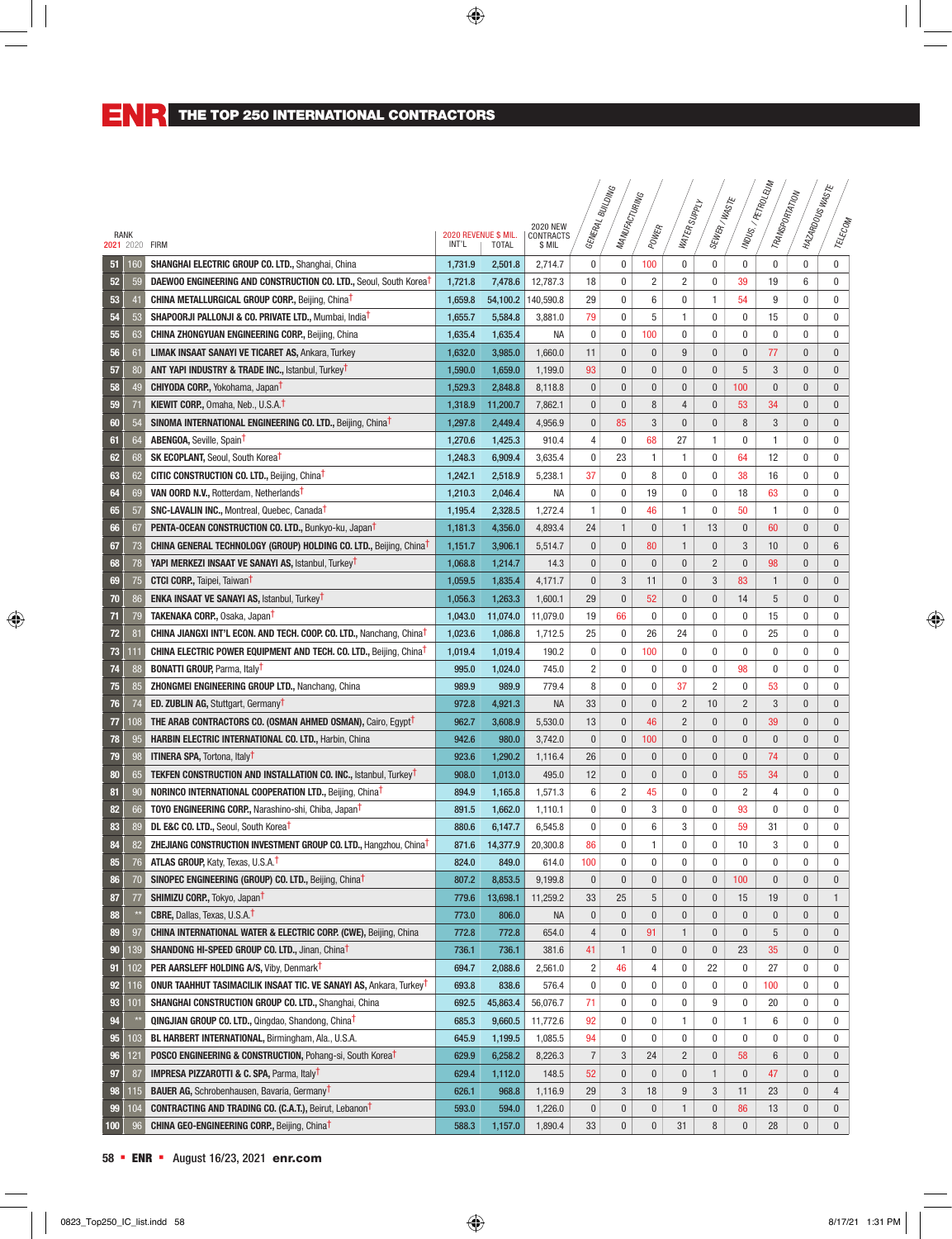# ENR THE TOP 250 INTERNATIONAL CONTRACTORS

| RANK 2021 | RANK 2020 | FIRM | 2020 REVENUE $ MIL. INT'L | 2020 REVENUE $ MIL. TOTAL | 2020 NEW CONTRACTS $ MIL | GENERAL BUILDING | MANUFACTURING | POWER | WATER SUPPLY | SEWER / WASTE | INDUS. / PETROLEUM | TRANSPORTATION | HAZARDOUS WASTE | TELECOM |
|---|---|---|---|---|---|---|---|---|---|---|---|---|---|---|
| 51 | 160 | **SHANGHAI ELECTRIC GROUP CO. LTD.**, Shanghai, China | 1,731.9 | 2,501.8 | 2,714.7 | 0 | 0 | 100 | 0 | 0 | 0 | 0 | 0 | 0 |
| 52 | 59 | **DAEWOO ENGINEERING AND CONSTRUCTION CO. LTD.**, Seoul, South Korea† | 1,721.8 | 7,478.6 | 12,787.3 | 18 | 0 | 2 | 2 | 0 | 39 | 19 | 6 | 0 |
| 53 | 41 | **CHINA METALLURGICAL GROUP CORP.**, Beijing, China† | 1,659.8 | 54,100.2 | 140,590.8 | 29 | 0 | 6 | 0 | 1 | 54 | 9 | 0 | 0 |
| 54 | 53 | **SHAPOORJI PALLONJI & CO. PRIVATE LTD.**, Mumbai, India† | 1,655.7 | 5,584.8 | 3,881.0 | 79 | 0 | 5 | 1 | 0 | 0 | 15 | 0 | 0 |
| 55 | 63 | **CHINA ZHONGYUAN ENGINEERING CORP.**, Beijing, China | 1,635.4 | 1,635.4 | NA | 0 | 0 | 100 | 0 | 0 | 0 | 0 | 0 | 0 |
| 56 | 61 | **LIMAK INSAAT SANAYI VE TICARET AS**, Ankara, Turkey | 1,632.0 | 3,985.0 | 1,660.0 | 11 | 0 | 0 | 9 | 0 | 0 | 77 | 0 | 0 |
| 57 | 80 | **ANT YAPI INDUSTRY & TRADE INC.**, Istanbul, Turkey† | 1,590.0 | 1,659.0 | 1,199.0 | 93 | 0 | 0 | 0 | 0 | 5 | 3 | 0 | 0 |
| 58 | 49 | **CHIYODA CORP.**, Yokohama, Japan† | 1,529.3 | 2,848.8 | 8,118.8 | 0 | 0 | 0 | 0 | 0 | 100 | 0 | 0 | 0 |
| 59 | 71 | **KIEWIT CORP.**, Omaha, Neb., U.S.A.† | 1,318.9 | 11,200.7 | 7,862.1 | 0 | 0 | 8 | 4 | 0 | 53 | 34 | 0 | 0 |
| 60 | 54 | **SINOMA INTERNATIONAL ENGINEERING CO. LTD.**, Beijing, China† | 1,297.8 | 2,449.4 | 4,956.9 | 0 | 85 | 3 | 0 | 0 | 8 | 3 | 0 | 0 |
| 61 | 64 | **ABENGOA**, Seville, Spain† | 1,270.6 | 1,425.3 | 910.4 | 4 | 0 | 68 | 27 | 1 | 0 | 1 | 0 | 0 |
| 62 | 68 | **SK ECOPLANT**, Seoul, South Korea† | 1,248.3 | 6,909.4 | 3,635.4 | 0 | 23 | 1 | 1 | 0 | 64 | 12 | 0 | 0 |
| 63 | 62 | **CITIC CONSTRUCTION CO. LTD.**, Beijing, China† | 1,242.1 | 2,518.9 | 5,238.1 | 37 | 0 | 8 | 0 | 0 | 38 | 16 | 0 | 0 |
| 64 | 69 | **VAN OORD N.V.**, Rotterdam, Netherlands† | 1,210.3 | 2,046.4 | NA | 0 | 0 | 19 | 0 | 0 | 18 | 63 | 0 | 0 |
| 65 | 57 | **SNC-LAVALIN INC.**, Montreal, Quebec, Canada† | 1,195.4 | 2,328.5 | 1,272.4 | 1 | 0 | 46 | 1 | 0 | 50 | 1 | 0 | 0 |
| 66 | 67 | **PENTA-OCEAN CONSTRUCTION CO. LTD.**, Bunkyo-ku, Japan† | 1,181.3 | 4,356.0 | 4,893.4 | 24 | 1 | 0 | 1 | 13 | 0 | 60 | 0 | 0 |
| 67 | 73 | **CHINA GENERAL TECHNOLOGY (GROUP) HOLDING CO. LTD.**, Beijing, China† | 1,151.7 | 3,906.1 | 5,514.7 | 0 | 0 | 80 | 1 | 0 | 3 | 10 | 0 | 6 |
| 68 | 78 | **YAPI MERKEZI INSAAT VE SANAYI AS**, Istanbul, Turkey† | 1,068.8 | 1,214.7 | 14.3 | 0 | 0 | 0 | 0 | 2 | 0 | 98 | 0 | 0 |
| 69 | 75 | **CTCI CORP.**, Taipei, Taiwan† | 1,059.5 | 1,835.4 | 4,171.7 | 0 | 3 | 11 | 0 | 3 | 83 | 1 | 0 | 0 |
| 70 | 86 | **ENKA INSAAT VE SANAYI AS**, Istanbul, Turkey† | 1,056.3 | 1,263.3 | 1,600.1 | 29 | 0 | 52 | 0 | 0 | 14 | 5 | 0 | 0 |
| 71 | 79 | **TAKENAKA CORP.**, Osaka, Japan† | 1,043.0 | 11,074.0 | 11,079.0 | 19 | 66 | 0 | 0 | 0 | 0 | 15 | 0 | 0 |
| 72 | 81 | **CHINA JIANGXI INT'L ECON. AND TECH. COOP. CO. LTD.**, Nanchang, China† | 1,023.6 | 1,086.8 | 1,712.5 | 25 | 0 | 26 | 24 | 0 | 0 | 25 | 0 | 0 |
| 73 | 111 | **CHINA ELECTRIC POWER EQUIPMENT AND TECH. CO. LTD.**, Beijing, China† | 1,019.4 | 1,019.4 | 190.2 | 0 | 0 | 100 | 0 | 0 | 0 | 0 | 0 | 0 |
| 74 | 88 | **BONATTI GROUP**, Parma, Italy† | 995.0 | 1,024.0 | 745.0 | 2 | 0 | 0 | 0 | 0 | 98 | 0 | 0 | 0 |
| 75 | 85 | **ZHONGMEI ENGINEERING GROUP LTD.**, Nanchang, China | 989.9 | 989.9 | 779.4 | 8 | 0 | 0 | 37 | 2 | 0 | 53 | 0 | 0 |
| 76 | 74 | **ED. ZUBLIN AG**, Stuttgart, Germany† | 972.8 | 4,921.3 | NA | 33 | 0 | 0 | 2 | 10 | 2 | 3 | 0 | 0 |
| 77 | 108 | **THE ARAB CONTRACTORS CO. (OSMAN AHMED OSMAN)**, Cairo, Egypt† | 962.7 | 3,608.9 | 5,530.0 | 13 | 0 | 46 | 2 | 0 | 0 | 39 | 0 | 0 |
| 78 | 95 | **HARBIN ELECTRIC INTERNATIONAL CO. LTD.**, Harbin, China | 942.6 | 980.0 | 3,742.0 | 0 | 0 | 100 | 0 | 0 | 0 | 0 | 0 | 0 |
| 79 | 98 | **ITINERA SPA**, Tortona, Italy† | 923.6 | 1,290.2 | 1,116.4 | 26 | 0 | 0 | 0 | 0 | 0 | 74 | 0 | 0 |
| 80 | 65 | **TEKFEN CONSTRUCTION AND INSTALLATION CO. INC.**, Istanbul, Turkey† | 908.0 | 1,013.0 | 495.0 | 12 | 0 | 0 | 0 | 0 | 55 | 34 | 0 | 0 |
| 81 | 90 | **NORINCO INTERNATIONAL COOPERATION LTD.**, Beijing, China† | 894.9 | 1,165.8 | 1,571.3 | 6 | 2 | 45 | 0 | 0 | 2 | 4 | 0 | 0 |
| 82 | 66 | **TOYO ENGINEERING CORP.**, Narashino-shi, Chiba, Japan† | 891.5 | 1,662.0 | 1,110.1 | 0 | 0 | 3 | 0 | 0 | 93 | 0 | 0 | 0 |
| 83 | 89 | **DL E&C CO. LTD.**, Seoul, South Korea† | 880.6 | 6,147.7 | 6,545.8 | 0 | 0 | 6 | 3 | 0 | 59 | 31 | 0 | 0 |
| 84 | 82 | **ZHEJIANG CONSTRUCTION INVESTMENT GROUP CO. LTD.**, Hangzhou, China† | 871.6 | 14,377.9 | 20,300.8 | 86 | 0 | 1 | 0 | 0 | 10 | 3 | 0 | 0 |
| 85 | 76 | **ATLAS GROUP**, Katy, Texas, U.S.A.† | 824.0 | 849.0 | 614.0 | 100 | 0 | 0 | 0 | 0 | 0 | 0 | 0 | 0 |
| 86 | 70 | **SINOPEC ENGINEERING (GROUP) CO. LTD.**, Beijing, China† | 807.2 | 8,853.5 | 9,199.8 | 0 | 0 | 0 | 0 | 0 | 100 | 0 | 0 | 0 |
| 87 | 77 | **SHIMIZU CORP.**, Tokyo, Japan† | 779.6 | 13,698.1 | 11,259.2 | 33 | 25 | 5 | 0 | 0 | 15 | 19 | 0 | 1 |
| 88 | ** | **CBRE**, Dallas, Texas, U.S.A.† | 773.0 | 806.0 | NA | 0 | 0 | 0 | 0 | 0 | 0 | 0 | 0 | 0 |
| 89 | 97 | **CHINA INTERNATIONAL WATER & ELECTRIC CORP. (CWE)**, Beijing, China | 772.8 | 772.8 | 654.0 | 4 | 0 | 91 | 1 | 0 | 0 | 5 | 0 | 0 |
| 90 | 139 | **SHANDONG HI-SPEED GROUP CO. LTD.**, Jinan, China† | 736.1 | 736.1 | 381.6 | 41 | 1 | 0 | 0 | 0 | 23 | 35 | 0 | 0 |
| 91 | 102 | **PER AARSLEFF HOLDING A/S**, Viby, Denmark† | 694.7 | 2,088.6 | 2,561.0 | 2 | 46 | 4 | 0 | 22 | 0 | 27 | 0 | 0 |
| 92 | 116 | **ONUR TAAHHUT TASIMACILIK INSAAT TIC. VE SANAYI AS**, Ankara, Turkey† | 693.8 | 838.6 | 576.4 | 0 | 0 | 0 | 0 | 0 | 0 | 100 | 0 | 0 |
| 93 | 101 | **SHANGHAI CONSTRUCTION GROUP CO. LTD.**, Shanghai, China | 692.5 | 45,863.4 | 56,076.7 | 71 | 0 | 0 | 0 | 9 | 0 | 20 | 0 | 0 |
| 94 | ** | **QINGJIAN GROUP CO. LTD.**, Qingdao, Shandong, China† | 685.3 | 9,660.5 | 11,772.6 | 92 | 0 | 0 | 1 | 0 | 1 | 6 | 0 | 0 |
| 95 | 103 | **BL HARBERT INTERNATIONAL**, Birmingham, Ala., U.S.A. | 645.9 | 1,199.5 | 1,085.5 | 94 | 0 | 0 | 0 | 0 | 0 | 0 | 0 | 0 |
| 96 | 121 | **POSCO ENGINEERING & CONSTRUCTION**, Pohang-si, South Korea† | 629.9 | 6,258.2 | 8,226.3 | 7 | 3 | 24 | 2 | 0 | 58 | 6 | 0 | 0 |
| 97 | 87 | **IMPRESA PIZZAROTTI & C. SPA**, Parma, Italy† | 629.4 | 1,112.0 | 148.5 | 52 | 0 | 0 | 0 | 1 | 0 | 47 | 0 | 0 |
| 98 | 115 | **BAUER AG**, Schrobenhausen, Bavaria, Germany† | 626.1 | 968.8 | 1,116.9 | 29 | 3 | 18 | 9 | 3 | 11 | 23 | 0 | 4 |
| 99 | 104 | **CONTRACTING AND TRADING CO. (C.A.T.)**, Beirut, Lebanon† | 593.0 | 594.0 | 1,226.0 | 0 | 0 | 0 | 1 | 0 | 86 | 13 | 0 | 0 |
| 100 | 96 | **CHINA GEO-ENGINEERING CORP.**, Beijing, China† | 588.3 | 1,157.0 | 1,890.4 | 33 | 0 | 0 | 31 | 8 | 0 | 28 | 0 | 0 |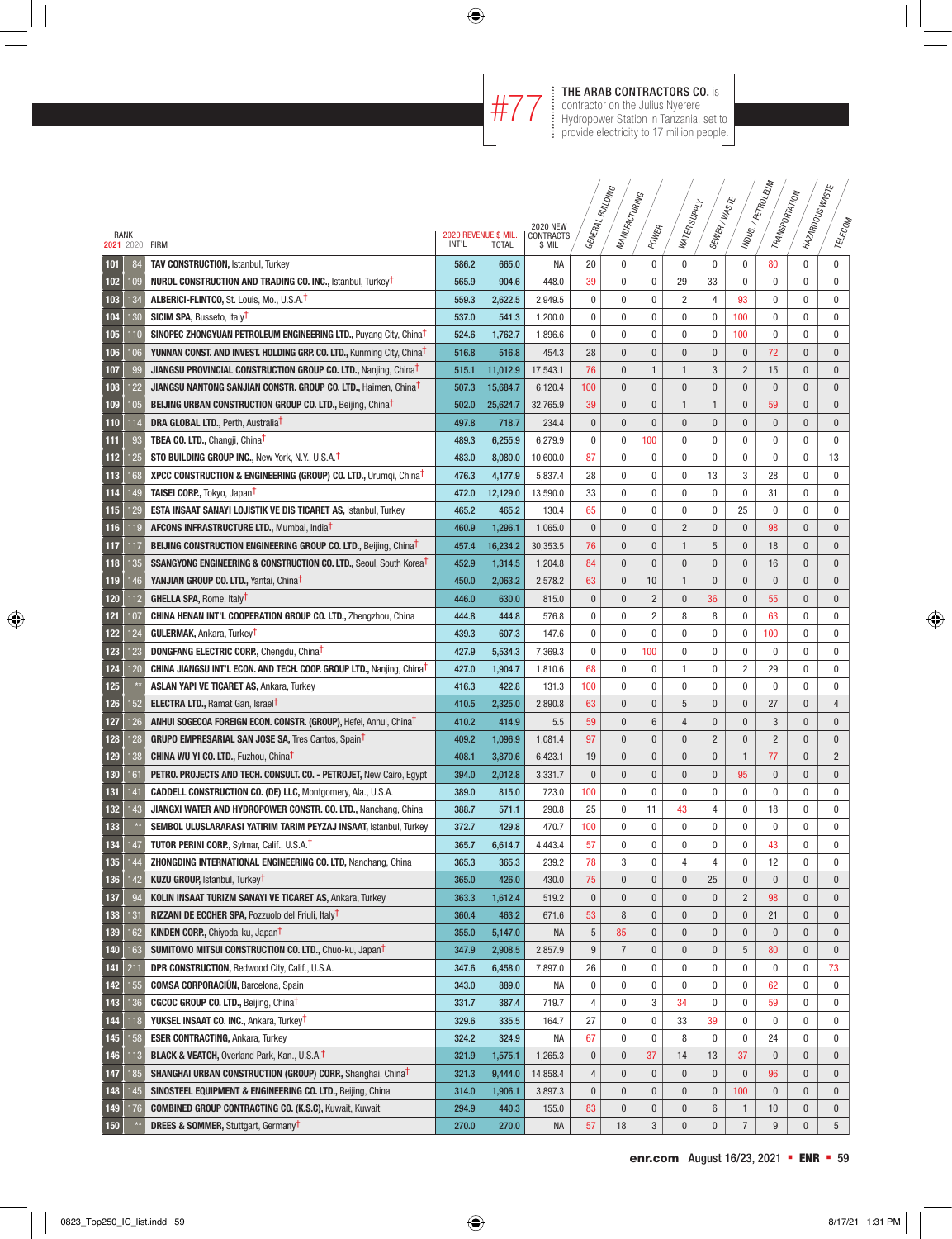#77 **THE ARAB CONTRACTORS CO.** is contractor on the Julius Nyerere Hydropower Station in Tanzania, set to provide electricity to 17 million people.

| RANK 2021 | RANK 2020 | FIRM | 2020 REVENUE $ MIL. INT'L | 2020 REVENUE $ MIL. TOTAL | 2020 NEW CONTRACTS $ MIL | GENERAL BUILDING | MANUFACTURING | POWER | WATER SUPPLY | SEWER / WASTE | INDUS. / PETROLEUM | TRANSPORTATION | HAZARDOUS WASTE | TELECOM |
|---|---|---|---|---|---|---|---|---|---|---|---|---|---|---|
| 101 | 84 | **TAV CONSTRUCTION,** Istanbul, Turkey | 586.2 | 665.0 | NA | 20 | 0 | 0 | 0 | 0 | 0 | 80 | 0 | 0 |
| 102 | 109 | **NUROL CONSTRUCTION AND TRADING CO. INC.,** Istanbul, Turkey† | 565.9 | 904.6 | 448.0 | 39 | 0 | 0 | 29 | 33 | 0 | 0 | 0 | 0 |
| 103 | 134 | **ALBERICI-FLINTCO,** St. Louis, Mo., U.S.A.† | 559.3 | 2,622.5 | 2,949.5 | 0 | 0 | 0 | 2 | 4 | 93 | 0 | 0 | 0 |
| 104 | 130 | **SICIM SPA,** Busseto, Italy† | 537.0 | 541.3 | 1,200.0 | 0 | 0 | 0 | 0 | 0 | 100 | 0 | 0 | 0 |
| 105 | 110 | **SINOPEC ZHONGYUAN PETROLEUM ENGINEERING LTD.,** Puyang City, China† | 524.6 | 1,762.7 | 1,896.6 | 0 | 0 | 0 | 0 | 0 | 100 | 0 | 0 | 0 |
| 106 | 106 | **YUNNAN CONST. AND INVEST. HOLDING GRP. CO. LTD.,** Kunming City, China† | 516.8 | 516.8 | 454.3 | 28 | 0 | 0 | 0 | 0 | 0 | 72 | 0 | 0 |
| 107 | 99 | **JIANGSU PROVINCIAL CONSTRUCTION GROUP CO. LTD.,** Nanjing, China† | 515.1 | 11,012.9 | 17,543.1 | 76 | 0 | 1 | 1 | 3 | 2 | 15 | 0 | 0 |
| 108 | 122 | **JIANGSU NANTONG SANJIAN CONSTR. GROUP CO. LTD.,** Haimen, China† | 507.3 | 15,684.7 | 6,120.4 | 100 | 0 | 0 | 0 | 0 | 0 | 0 | 0 | 0 |
| 109 | 105 | **BEIJING URBAN CONSTRUCTION GROUP CO. LTD.,** Beijing, China† | 502.0 | 25,624.7 | 32,765.9 | 39 | 0 | 0 | 1 | 1 | 0 | 59 | 0 | 0 |
| 110 | 114 | **DRA GLOBAL LTD.,** Perth, Australia† | 497.8 | 718.7 | 234.4 | 0 | 0 | 0 | 0 | 0 | 0 | 0 | 0 | 0 |
| 111 | 93 | **TBEA CO. LTD.,** Changji, China† | 489.3 | 6,255.9 | 6,279.9 | 0 | 0 | 100 | 0 | 0 | 0 | 0 | 0 | 0 |
| 112 | 125 | **STO BUILDING GROUP INC.,** New York, N.Y., U.S.A.† | 483.0 | 8,080.0 | 10,600.0 | 87 | 0 | 0 | 0 | 0 | 0 | 0 | 0 | 13 |
| 113 | 168 | **XPCC CONSTRUCTION & ENGINEERING (GROUP) CO. LTD.,** Urumqi, China† | 476.3 | 4,177.9 | 5,837.4 | 28 | 0 | 0 | 0 | 13 | 3 | 28 | 0 | 0 |
| 114 | 149 | **TAISEI CORP.,** Tokyo, Japan† | 472.0 | 12,129.0 | 13,590.0 | 33 | 0 | 0 | 0 | 0 | 0 | 31 | 0 | 0 |
| 115 | 129 | **ESTA INSAAT SANAYI LOJISTIK VE DIS TICARET AS,** Istanbul, Turkey | 465.2 | 465.2 | 130.4 | 65 | 0 | 0 | 0 | 0 | 25 | 0 | 0 | 0 |
| 116 | 119 | **AFCONS INFRASTRUCTURE LTD.,** Mumbai, India† | 460.9 | 1,296.1 | 1,065.0 | 0 | 0 | 0 | 2 | 0 | 0 | 98 | 0 | 0 |
| 117 | 117 | **BEIJING CONSTRUCTION ENGINEERING GROUP CO. LTD.,** Beijing, China† | 457.4 | 16,234.2 | 30,353.5 | 76 | 0 | 0 | 1 | 5 | 0 | 18 | 0 | 0 |
| 118 | 135 | **SSANGYONG ENGINEERING & CONSTRUCTION CO. LTD.,** Seoul, South Korea† | 452.9 | 1,314.5 | 1,204.8 | 84 | 0 | 0 | 0 | 0 | 0 | 16 | 0 | 0 |
| 119 | 146 | **YANJIAN GROUP CO. LTD.,** Yantai, China† | 450.0 | 2,063.2 | 2,578.2 | 63 | 0 | 10 | 1 | 0 | 0 | 0 | 0 | 0 |
| 120 | 112 | **GHELLA SPA,** Rome, Italy† | 446.0 | 630.0 | 815.0 | 0 | 0 | 2 | 0 | 36 | 0 | 55 | 0 | 0 |
| 121 | 107 | **CHINA HENAN INT'L COOPERATION GROUP CO. LTD.,** Zhengzhou, China | 444.8 | 444.8 | 576.8 | 0 | 0 | 2 | 8 | 8 | 0 | 63 | 0 | 0 |
| 122 | 124 | **GULERMAK,** Ankara, Turkey† | 439.3 | 607.3 | 147.6 | 0 | 0 | 0 | 0 | 0 | 0 | 100 | 0 | 0 |
| 123 | 123 | **DONGFANG ELECTRIC CORP.,** Chengdu, China† | 427.9 | 5,534.3 | 7,369.3 | 0 | 0 | 100 | 0 | 0 | 0 | 0 | 0 | 0 |
| 124 | 120 | **CHINA JIANGSU INT'L ECON. AND TECH. COOP. GROUP LTD.,** Nanjing, China† | 427.0 | 1,904.7 | 1,810.6 | 68 | 0 | 0 | 1 | 0 | 2 | 29 | 0 | 0 |
| 125 | ** | **ASLAN YAPI VE TICARET AS,** Ankara, Turkey | 416.3 | 422.8 | 131.3 | 100 | 0 | 0 | 0 | 0 | 0 | 0 | 0 | 0 |
| 126 | 152 | **ELECTRA LTD.,** Ramat Gan, Israel† | 410.5 | 2,325.0 | 2,890.8 | 63 | 0 | 0 | 5 | 0 | 0 | 27 | 0 | 4 |
| 127 | 126 | **ANHUI SOGECOA FOREIGN ECON. CONSTR. (GROUP),** Hefei, Anhui, China† | 410.2 | 414.9 | 5.5 | 59 | 0 | 6 | 4 | 0 | 0 | 3 | 0 | 0 |
| 128 | 128 | **GRUPO EMPRESARIAL SAN JOSE SA,** Tres Cantos, Spain† | 409.2 | 1,096.9 | 1,081.4 | 97 | 0 | 0 | 0 | 2 | 0 | 2 | 0 | 0 |
| 129 | 138 | **CHINA WU YI CO. LTD.,** Fuzhou, China† | 408.1 | 3,870.6 | 6,423.1 | 19 | 0 | 0 | 0 | 0 | 1 | 77 | 0 | 2 |
| 130 | 161 | **PETRO. PROJECTS AND TECH. CONSULT. CO. - PETROJET,** New Cairo, Egypt | 394.0 | 2,012.8 | 3,331.7 | 0 | 0 | 0 | 0 | 0 | 95 | 0 | 0 | 0 |
| 131 | 141 | **CADDELL CONSTRUCTION CO. (DE) LLC,** Montgomery, Ala., U.S.A. | 389.0 | 815.0 | 723.0 | 100 | 0 | 0 | 0 | 0 | 0 | 0 | 0 | 0 |
| 132 | 143 | **JIANGXI WATER AND HYDROPOWER CONSTR. CO. LTD.,** Nanchang, China | 388.7 | 571.1 | 290.8 | 25 | 0 | 11 | 43 | 4 | 0 | 18 | 0 | 0 |
| 133 | ** | **SEMBOL ULUSLARARASI YATIRIM TARIM PEYZAJ INSAAT,** Istanbul, Turkey | 372.7 | 429.8 | 470.7 | 100 | 0 | 0 | 0 | 0 | 0 | 0 | 0 | 0 |
| 134 | 147 | **TUTOR PERINI CORP.,** Sylmar, Calif., U.S.A.† | 365.7 | 6,614.7 | 4,443.4 | 57 | 0 | 0 | 0 | 0 | 0 | 43 | 0 | 0 |
| 135 | 144 | **ZHONGDING INTERNATIONAL ENGINEERING CO. LTD,** Nanchang, China | 365.3 | 365.3 | 239.2 | 78 | 3 | 0 | 4 | 4 | 0 | 12 | 0 | 0 |
| 136 | 142 | **KUZU GROUP,** Istanbul, Turkey† | 365.0 | 426.0 | 430.0 | 75 | 0 | 0 | 0 | 25 | 0 | 0 | 0 | 0 |
| 137 | 94 | **KOLIN INSAAT TURIZM SANAYI VE TICARET AS,** Ankara, Turkey | 363.3 | 1,612.4 | 519.2 | 0 | 0 | 0 | 0 | 0 | 2 | 98 | 0 | 0 |
| 138 | 131 | **RIZZANI DE ECCHER SPA,** Pozzuolo del Friuli, Italy† | 360.4 | 463.2 | 671.6 | 53 | 8 | 0 | 0 | 0 | 0 | 21 | 0 | 0 |
| 139 | 162 | **KINDEN CORP.,** Chiyoda-ku, Japan† | 355.0 | 5,147.0 | NA | 5 | 85 | 0 | 0 | 0 | 0 | 0 | 0 | 0 |
| 140 | 163 | **SUMITOMO MITSUI CONSTRUCTION CO. LTD.,** Chuo-ku, Japan† | 347.9 | 2,908.5 | 2,857.9 | 9 | 7 | 0 | 0 | 0 | 5 | 80 | 0 | 0 |
| 141 | 211 | **DPR CONSTRUCTION,** Redwood City, Calif., U.S.A. | 347.6 | 6,458.0 | 7,897.0 | 26 | 0 | 0 | 0 | 0 | 0 | 0 | 0 | 73 |
| 142 | 155 | **COMSA CORPORACIÓN,** Barcelona, Spain | 343.0 | 889.0 | NA | 0 | 0 | 0 | 0 | 0 | 0 | 62 | 0 | 0 |
| 143 | 136 | **CGCOC GROUP CO. LTD.,** Beijing, China† | 331.7 | 387.4 | 719.7 | 4 | 0 | 3 | 34 | 0 | 0 | 59 | 0 | 0 |
| 144 | 118 | **YUKSEL INSAAT CO. INC.,** Ankara, Turkey† | 329.6 | 335.5 | 164.7 | 27 | 0 | 0 | 33 | 39 | 0 | 0 | 0 | 0 |
| 145 | 158 | **ESER CONTRACTING,** Ankara, Turkey | 324.2 | 324.9 | NA | 67 | 0 | 0 | 8 | 0 | 0 | 24 | 0 | 0 |
| 146 | 113 | **BLACK & VEATCH,** Overland Park, Kan., U.S.A.† | 321.9 | 1,575.1 | 1,265.3 | 0 | 0 | 37 | 14 | 13 | 37 | 0 | 0 | 0 |
| 147 | 185 | **SHANGHAI URBAN CONSTRUCTION (GROUP) CORP.,** Shanghai, China† | 321.3 | 9,444.0 | 14,858.4 | 4 | 0 | 0 | 0 | 0 | 0 | 96 | 0 | 0 |
| 148 | 145 | **SINOSTEEL EQUIPMENT & ENGINEERING CO. LTD.,** Beijing, China | 314.0 | 1,906.1 | 3,897.3 | 0 | 0 | 0 | 0 | 0 | 100 | 0 | 0 | 0 |
| 149 | 176 | **COMBINED GROUP CONTRACTING CO. (K.S.C),** Kuwait, Kuwait | 294.9 | 440.3 | 155.0 | 83 | 0 | 0 | 0 | 6 | 1 | 10 | 0 | 0 |
| 150 | ** | **DREES & SOMMER,** Stuttgart, Germany† | 270.0 | 270.0 | NA | 57 | 18 | 3 | 0 | 0 | 7 | 9 | 0 | 5 |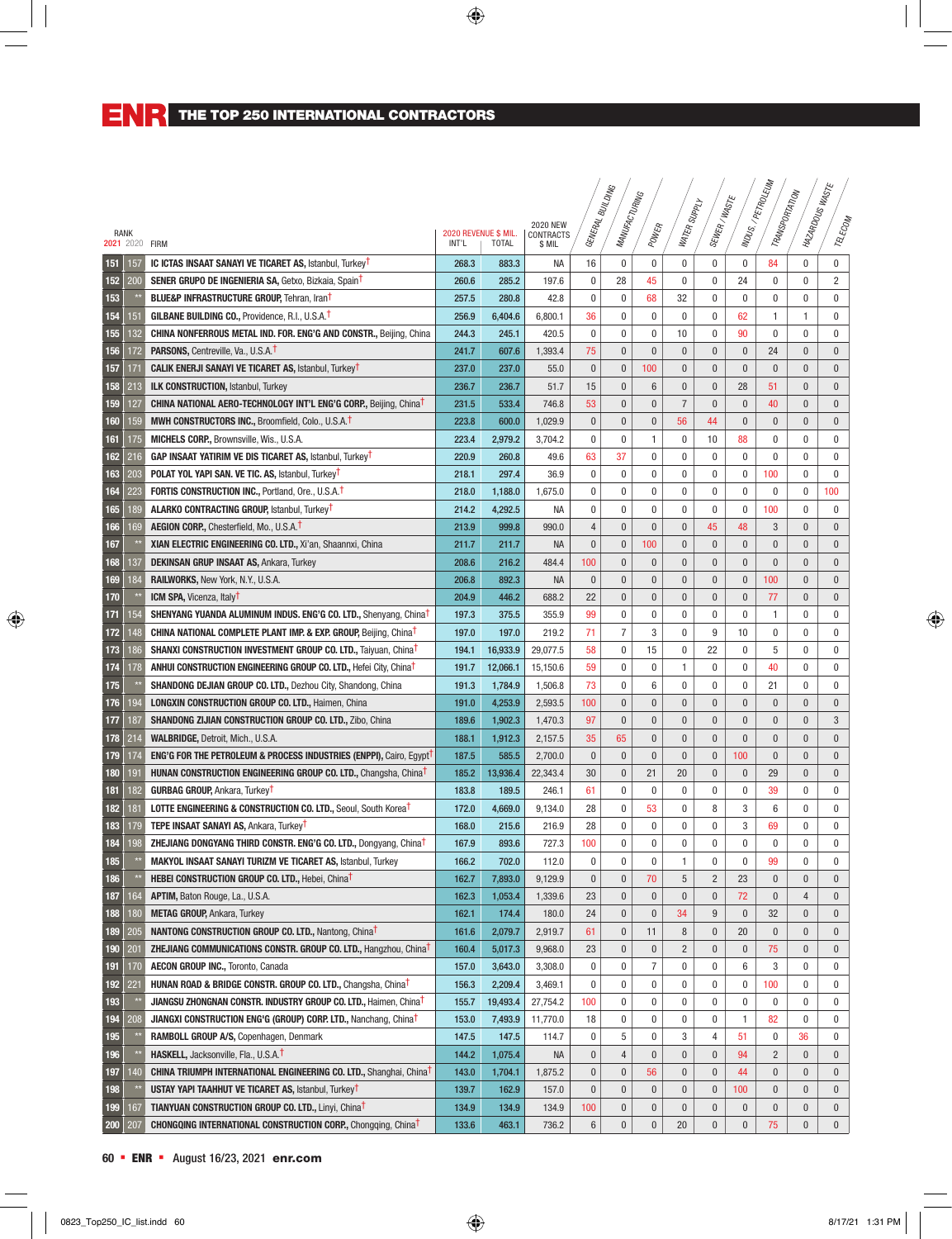# THE TOP 250 INTERNATIONAL CONTRACTORS

| RANK 2021 | RANK 2020 | FIRM | 2020 REVENUE $ MIL. INT'L | 2020 REVENUE $ MIL. TOTAL | 2020 NEW CONTRACTS $ MIL | GENERAL BUILDING | MANUFACTURING | POWER | WATER SUPPLY | SEWER / WASTE | INDUS. / PETROLEUM | TRANSPORTATION | HAZARDOUS WASTE | TELECOM |
|---|---|---|---|---|---|---|---|---|---|---|---|---|---|---|
| 151 | 157 | **IC ICTAS INSAAT SANAYI VE TICARET AS**, Istanbul, Turkey† | 268.3 | 883.3 | NA | 16 | 0 | 0 | 0 | 0 | 0 | 84 | 0 | 0 |
| 152 | 200 | **SENER GRUPO DE INGENIERIA SA**, Getxo, Bizkaia, Spain† | 260.6 | 285.2 | 197.6 | 0 | 28 | 45 | 0 | 0 | 24 | 0 | 0 | 2 |
| 153 | ** | **BLUE&P INFRASTRUCTURE GROUP**, Tehran, Iran† | 257.5 | 280.8 | 42.8 | 0 | 0 | 68 | 32 | 0 | 0 | 0 | 0 | 0 |
| 154 | 151 | **GILBANE BUILDING CO.**, Providence, R.I., U.S.A.† | 256.9 | 6,404.6 | 6,800.1 | 36 | 0 | 0 | 0 | 0 | 62 | 1 | 1 | 0 |
| 155 | 132 | **CHINA NONFERROUS METAL IND. FOR. ENG'G AND CONSTR.**, Beijing, China | 244.3 | 245.1 | 420.5 | 0 | 0 | 0 | 10 | 0 | 90 | 0 | 0 | 0 |
| 156 | 172 | **PARSONS**, Centreville, Va., U.S.A.† | 241.7 | 607.6 | 1,393.4 | 75 | 0 | 0 | 0 | 0 | 0 | 24 | 0 | 0 |
| 157 | 171 | **CALIK ENERJI SANAYI VE TICARET AS**, Istanbul, Turkey† | 237.0 | 237.0 | 55.0 | 0 | 0 | 100 | 0 | 0 | 0 | 0 | 0 | 0 |
| 158 | 213 | **ILK CONSTRUCTION**, Istanbul, Turkey | 236.7 | 236.7 | 51.7 | 15 | 0 | 6 | 0 | 0 | 28 | 51 | 0 | 0 |
| 159 | 127 | **CHINA NATIONAL AERO-TECHNOLOGY INT'L ENG'G CORP.**, Beijing, China† | 231.5 | 533.4 | 746.8 | 53 | 0 | 0 | 7 | 0 | 0 | 40 | 0 | 0 |
| 160 | 159 | **MWH CONSTRUCTORS INC.**, Broomfield, Colo., U.S.A.† | 223.8 | 600.0 | 1,029.9 | 0 | 0 | 0 | 56 | 44 | 0 | 0 | 0 | 0 |
| 161 | 175 | **MICHELS CORP.**, Brownsville, Wis., U.S.A. | 223.4 | 2,979.2 | 3,704.2 | 0 | 0 | 1 | 0 | 10 | 88 | 0 | 0 | 0 |
| 162 | 216 | **GAP INSAAT YATIRIM VE DIS TICARET AS**, Istanbul, Turkey† | 220.9 | 260.8 | 49.6 | 63 | 37 | 0 | 0 | 0 | 0 | 0 | 0 | 0 |
| 163 | 203 | **POLAT YOL YAPI SAN. VE TIC. AS**, Istanbul, Turkey† | 218.1 | 297.4 | 36.9 | 0 | 0 | 0 | 0 | 0 | 0 | 100 | 0 | 0 |
| 164 | 223 | **FORTIS CONSTRUCTION INC.**, Portland, Ore., U.S.A.† | 218.0 | 1,188.0 | 1,675.0 | 0 | 0 | 0 | 0 | 0 | 0 | 0 | 0 | 100 |
| 165 | 189 | **ALARKO CONTRACTING GROUP**, Istanbul, Turkey† | 214.2 | 4,292.5 | NA | 0 | 0 | 0 | 0 | 0 | 0 | 100 | 0 | 0 |
| 166 | 169 | **AEGION CORP.**, Chesterfield, Mo., U.S.A.† | 213.9 | 999.8 | 990.0 | 4 | 0 | 0 | 0 | 45 | 48 | 3 | 0 | 0 |
| 167 | ** | **XIAN ELECTRIC ENGINEERING CO. LTD.**, Xi'an, Shaannxi, China | 211.7 | 211.7 | NA | 0 | 0 | 100 | 0 | 0 | 0 | 0 | 0 | 0 |
| 168 | 137 | **DEKINSAN GRUP INSAAT AS**, Ankara, Turkey | 208.6 | 216.2 | 484.4 | 100 | 0 | 0 | 0 | 0 | 0 | 0 | 0 | 0 |
| 169 | 184 | **RAILWORKS**, New York, N.Y., U.S.A. | 206.8 | 892.3 | NA | 0 | 0 | 0 | 0 | 0 | 0 | 100 | 0 | 0 |
| 170 | ** | **ICM SPA**, Vicenza, Italy† | 204.9 | 446.2 | 688.2 | 22 | 0 | 0 | 0 | 0 | 0 | 77 | 0 | 0 |
| 171 | 154 | **SHENYANG YUANDA ALUMINUM INDUS. ENG'G CO. LTD.**, Shenyang, China† | 197.3 | 375.5 | 355.9 | 99 | 0 | 0 | 0 | 0 | 0 | 1 | 0 | 0 |
| 172 | 148 | **CHINA NATIONAL COMPLETE PLANT IMP. & EXP. GROUP**, Beijing, China† | 197.0 | 197.0 | 219.2 | 71 | 7 | 3 | 0 | 9 | 10 | 0 | 0 | 0 |
| 173 | 186 | **SHANXI CONSTRUCTION INVESTMENT GROUP CO. LTD.**, Taiyuan, China† | 194.1 | 16,933.9 | 29,077.5 | 58 | 0 | 15 | 0 | 22 | 0 | 5 | 0 | 0 |
| 174 | 178 | **ANHUI CONSTRUCTION ENGINEERING GROUP CO. LTD.**, Hefei City, China† | 191.7 | 12,066.1 | 15,150.6 | 59 | 0 | 0 | 1 | 0 | 0 | 40 | 0 | 0 |
| 175 | ** | **SHANDONG DEJIAN GROUP CO. LTD.**, Dezhou City, Shandong, China | 191.3 | 1,784.9 | 1,506.8 | 73 | 0 | 6 | 0 | 0 | 0 | 21 | 0 | 0 |
| 176 | 194 | **LONGXIN CONSTRUCTION GROUP CO. LTD.**, Haimen, China | 191.0 | 4,253.9 | 2,593.5 | 100 | 0 | 0 | 0 | 0 | 0 | 0 | 0 | 0 |
| 177 | 187 | **SHANDONG ZIJIAN CONSTRUCTION GROUP CO. LTD.**, Zibo, China | 189.6 | 1,902.3 | 1,470.3 | 97 | 0 | 0 | 0 | 0 | 0 | 0 | 0 | 3 |
| 178 | 214 | **WALBRIDGE**, Detroit, Mich., U.S.A. | 188.1 | 1,912.3 | 2,157.5 | 35 | 65 | 0 | 0 | 0 | 0 | 0 | 0 | 0 |
| 179 | 174 | **ENG'G FOR THE PETROLEUM & PROCESS INDUSTRIES (ENPPI)**, Cairo, Egypt† | 187.5 | 585.5 | 2,700.0 | 0 | 0 | 0 | 0 | 0 | 100 | 0 | 0 | 0 |
| 180 | 191 | **HUNAN CONSTRUCTION ENGINEERING GROUP CO. LTD.**, Changsha, China† | 185.2 | 13,936.4 | 22,343.4 | 30 | 0 | 21 | 20 | 0 | 0 | 29 | 0 | 0 |
| 181 | 182 | **GURBAG GROUP**, Ankara, Turkey† | 183.8 | 189.5 | 246.1 | 61 | 0 | 0 | 0 | 0 | 0 | 39 | 0 | 0 |
| 182 | 181 | **LOTTE ENGINEERING & CONSTRUCTION CO. LTD.**, Seoul, South Korea† | 172.0 | 4,669.0 | 9,134.0 | 28 | 0 | 53 | 0 | 8 | 3 | 6 | 0 | 0 |
| 183 | 179 | **TEPE INSAAT SANAYI AS**, Ankara, Turkey† | 168.0 | 215.6 | 216.9 | 28 | 0 | 0 | 0 | 0 | 3 | 69 | 0 | 0 |
| 184 | 198 | **ZHEJIANG DONGYANG THIRD CONSTR. ENG'G CO. LTD.**, Dongyang, China† | 167.9 | 893.6 | 727.3 | 100 | 0 | 0 | 0 | 0 | 0 | 0 | 0 | 0 |
| 185 | ** | **MAKYOL INSAAT SANAYI TURIZM VE TICARET AS**, Istanbul, Turkey | 166.2 | 702.0 | 112.0 | 0 | 0 | 0 | 1 | 0 | 0 | 99 | 0 | 0 |
| 186 | ** | **HEBEI CONSTRUCTION GROUP CO. LTD.**, Hebei, China† | 162.7 | 7,893.0 | 9,129.9 | 0 | 0 | 70 | 5 | 2 | 23 | 0 | 0 | 0 |
| 187 | 164 | **APTIM**, Baton Rouge, La., U.S.A. | 162.3 | 1,053.4 | 1,339.6 | 23 | 0 | 0 | 0 | 0 | 72 | 0 | 4 | 0 |
| 188 | 180 | **METAG GROUP**, Ankara, Turkey | 162.1 | 174.4 | 180.0 | 24 | 0 | 0 | 34 | 9 | 0 | 32 | 0 | 0 |
| 189 | 205 | **NANTONG CONSTRUCTION GROUP CO. LTD.**, Nantong, China† | 161.6 | 2,079.7 | 2,919.7 | 61 | 0 | 11 | 8 | 0 | 20 | 0 | 0 | 0 |
| 190 | 201 | **ZHEJIANG COMMUNICATIONS CONSTR. GROUP CO. LTD.**, Hangzhou, China† | 160.4 | 5,017.3 | 9,968.0 | 23 | 0 | 0 | 2 | 0 | 0 | 75 | 0 | 0 |
| 191 | 170 | **AECON GROUP INC.**, Toronto, Canada | 157.0 | 3,643.0 | 3,308.0 | 0 | 0 | 7 | 0 | 0 | 6 | 3 | 0 | 0 |
| 192 | 221 | **HUNAN ROAD & BRIDGE CONSTR. GROUP CO. LTD.**, Changsha, China† | 156.3 | 2,209.4 | 3,469.1 | 0 | 0 | 0 | 0 | 0 | 0 | 100 | 0 | 0 |
| 193 | ** | **JIANGSU ZHONGNAN CONSTR. INDUSTRY GROUP CO. LTD.**, Haimen, China† | 155.7 | 19,493.4 | 27,754.2 | 100 | 0 | 0 | 0 | 0 | 0 | 0 | 0 | 0 |
| 194 | 208 | **JIANGXI CONSTRUCTION ENG'G (GROUP) CORP. LTD.**, Nanchang, China† | 153.0 | 7,493.9 | 11,770.0 | 18 | 0 | 0 | 0 | 0 | 1 | 82 | 0 | 0 |
| 195 | ** | **RAMBOLL GROUP A/S**, Copenhagen, Denmark | 147.5 | 147.5 | 114.7 | 0 | 5 | 0 | 3 | 4 | 51 | 0 | 36 | 0 |
| 196 | ** | **HASKELL**, Jacksonville, Fla., U.S.A.† | 144.2 | 1,075.4 | NA | 0 | 4 | 0 | 0 | 0 | 94 | 2 | 0 | 0 |
| 197 | 140 | **CHINA TRIUMPH INTERNATIONAL ENGINEERING CO. LTD.**, Shanghai, China† | 143.0 | 1,704.1 | 1,875.2 | 0 | 0 | 56 | 0 | 0 | 44 | 0 | 0 | 0 |
| 198 | ** | **USTAY YAPI TAAHHUT VE TICARET AS**, Istanbul, Turkey† | 139.7 | 162.9 | 157.0 | 0 | 0 | 0 | 0 | 0 | 100 | 0 | 0 | 0 |
| 199 | 167 | **TIANYUAN CONSTRUCTION GROUP CO. LTD.**, Linyi, China† | 134.9 | 134.9 | 134.9 | 100 | 0 | 0 | 0 | 0 | 0 | 0 | 0 | 0 |
| 200 | 207 | **CHONGQING INTERNATIONAL CONSTRUCTION CORP.**, Chongqing, China† | 133.6 | 463.1 | 736.2 | 6 | 0 | 0 | 20 | 0 | 0 | 75 | 0 | 0 |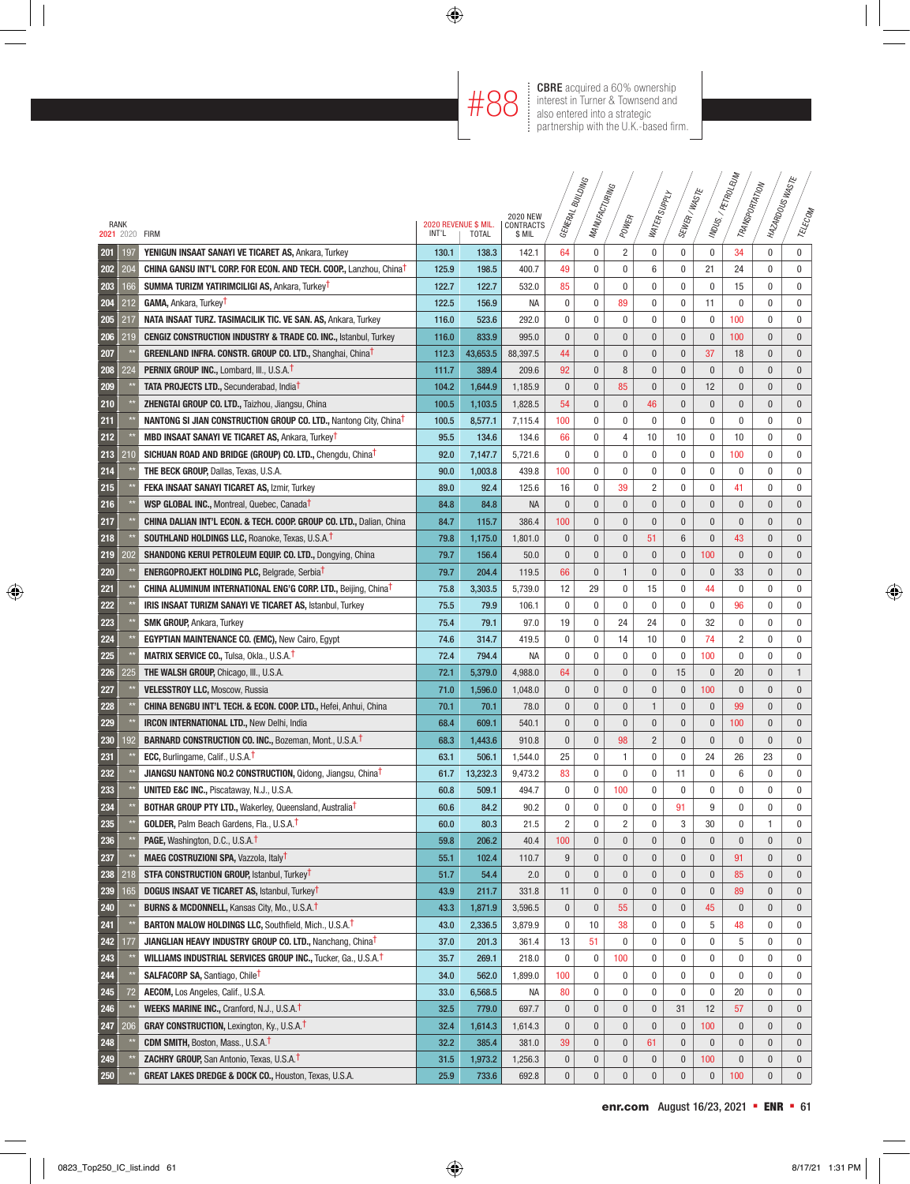**#88** CBRE acquired a 60% ownership interest in Turner & Townsend and also entered into a strategic partnership with the U.K.-based firm.

| RANK 2021 | RANK 2020 | FIRM | 2020 REVENUE $ MIL. INT'L | 2020 REVENUE $ MIL. TOTAL | 2020 NEW CONTRACTS $ MIL | GENERAL BUILDING | MANUFACTURING | POWER | WATER SUPPLY | SEWER / WASTE | INDUS. / PETROLEUM | TRANSPORTATION | HAZARDOUS WASTE | TELECOM |
|---|---|---|---|---|---|---|---|---|---|---|---|---|---|---|
| 201 | 197 | **YENIGUN INSAAT SANAYI VE TICARET AS**, Ankara, Turkey | 130.1 | 138.3 | 142.1 | 64 | 0 | 2 | 0 | 0 | 0 | 34 | 0 | 0 |
| 202 | 204 | **CHINA GANSU INT'L CORP. FOR ECON. AND TECH. COOP.**, Lanzhou, China† | 125.9 | 198.5 | 400.7 | 49 | 0 | 0 | 6 | 0 | 21 | 24 | 0 | 0 |
| 203 | 166 | **SUMMA TURIZM YATIRIMCILIGI AS**, Ankara, Turkey† | 122.7 | 122.7 | 532.0 | 85 | 0 | 0 | 0 | 0 | 0 | 15 | 0 | 0 |
| 204 | 212 | **GAMA**, Ankara, Turkey† | 122.5 | 156.9 | NA | 0 | 0 | 89 | 0 | 0 | 11 | 0 | 0 | 0 |
| 205 | 217 | **NATA INSAAT TURZ. TASIMACILIK TIC. VE SAN. AS**, Ankara, Turkey | 116.0 | 523.6 | 292.0 | 0 | 0 | 0 | 0 | 0 | 0 | 100 | 0 | 0 |
| 206 | 219 | **CENGIZ CONSTRUCTION INDUSTRY & TRADE CO. INC.**, Istanbul, Turkey | 116.0 | 833.9 | 995.0 | 0 | 0 | 0 | 0 | 0 | 0 | 100 | 0 | 0 |
| 207 | ** | **GREENLAND INFRA. CONSTR. GROUP CO. LTD.**, Shanghai, China† | 112.3 | 43,653.5 | 88,397.5 | 44 | 0 | 0 | 0 | 0 | 37 | 18 | 0 | 0 |
| 208 | 224 | **PERNIX GROUP INC.**, Lombard, Ill., U.S.A.† | 111.7 | 389.4 | 209.6 | 92 | 0 | 8 | 0 | 0 | 0 | 0 | 0 | 0 |
| 209 | ** | **TATA PROJECTS LTD.**, Secunderabad, India† | 104.2 | 1,644.9 | 1,185.9 | 0 | 0 | 85 | 0 | 0 | 12 | 0 | 0 | 0 |
| 210 | ** | **ZHENGTAI GROUP CO. LTD.**, Taizhou, Jiangsu, China | 100.5 | 1,103.5 | 1,828.5 | 54 | 0 | 0 | 46 | 0 | 0 | 0 | 0 | 0 |
| 211 | ** | **NANTONG SI JIAN CONSTRUCTION GROUP CO. LTD.**, Nantong City, China† | 100.5 | 8,577.1 | 7,115.4 | 100 | 0 | 0 | 0 | 0 | 0 | 0 | 0 | 0 |
| 212 | ** | **MBD INSAAT SANAYI VE TICARET AS**, Ankara, Turkey† | 95.5 | 134.6 | 134.6 | 66 | 0 | 4 | 10 | 10 | 0 | 10 | 0 | 0 |
| 213 | 210 | **SICHUAN ROAD AND BRIDGE (GROUP) CO. LTD.**, Chengdu, China† | 92.0 | 7,147.7 | 5,721.6 | 0 | 0 | 0 | 0 | 0 | 0 | 100 | 0 | 0 |
| 214 | ** | **THE BECK GROUP**, Dallas, Texas, U.S.A. | 90.0 | 1,003.8 | 439.8 | 100 | 0 | 0 | 0 | 0 | 0 | 0 | 0 | 0 |
| 215 | ** | **FEKA INSAAT SANAYI TICARET AS**, Izmir, Turkey | 89.0 | 92.4 | 125.6 | 16 | 0 | 39 | 2 | 0 | 0 | 41 | 0 | 0 |
| 216 | ** | **WSP GLOBAL INC.**, Montreal, Quebec, Canada† | 84.8 | 84.8 | NA | 0 | 0 | 0 | 0 | 0 | 0 | 0 | 0 | 0 |
| 217 | ** | **CHINA DALIAN INT'L ECON. & TECH. COOP. GROUP CO. LTD.**, Dalian, China | 84.7 | 115.7 | 386.4 | 100 | 0 | 0 | 0 | 0 | 0 | 0 | 0 | 0 |
| 218 | ** | **SOUTHLAND HOLDINGS LLC**, Roanoke, Texas, U.S.A.† | 79.8 | 1,175.0 | 1,801.0 | 0 | 0 | 0 | 51 | 6 | 0 | 43 | 0 | 0 |
| 219 | 202 | **SHANDONG KERUI PETROLEUM EQUIP. CO. LTD.**, Dongying, China | 79.7 | 156.4 | 50.0 | 0 | 0 | 0 | 0 | 0 | 100 | 0 | 0 | 0 |
| 220 | ** | **ENERGOPROJEKT HOLDING PLC**, Belgrade, Serbia† | 79.7 | 204.4 | 119.5 | 66 | 0 | 1 | 0 | 0 | 0 | 33 | 0 | 0 |
| 221 | ** | **CHINA ALUMINUM INTERNATIONAL ENG'G CORP. LTD.**, Beijing, China† | 75.8 | 3,303.5 | 5,739.0 | 12 | 29 | 0 | 15 | 0 | 44 | 0 | 0 | 0 |
| 222 | ** | **IRIS INSAAT TURIZM SANAYI VE TICARET AS**, Istanbul, Turkey | 75.5 | 79.9 | 106.1 | 0 | 0 | 0 | 0 | 0 | 0 | 96 | 0 | 0 |
| 223 | ** | **SMK GROUP**, Ankara, Turkey | 75.4 | 79.1 | 97.0 | 19 | 0 | 24 | 24 | 0 | 32 | 0 | 0 | 0 |
| 224 | ** | **EGYPTIAN MAINTENANCE CO. (EMC)**, New Cairo, Egypt | 74.6 | 314.7 | 419.5 | 0 | 0 | 14 | 10 | 0 | 74 | 2 | 0 | 0 |
| 225 | ** | **MATRIX SERVICE CO.**, Tulsa, Okla., U.S.A.† | 72.4 | 794.4 | NA | 0 | 0 | 0 | 0 | 0 | 100 | 0 | 0 | 0 |
| 226 | 225 | **THE WALSH GROUP**, Chicago, Ill., U.S.A. | 72.1 | 5,379.0 | 4,988.0 | 64 | 0 | 0 | 0 | 15 | 0 | 20 | 0 | 1 |
| 227 | ** | **VELESSTROY LLC**, Moscow, Russia | 71.0 | 1,596.0 | 1,048.0 | 0 | 0 | 0 | 0 | 0 | 100 | 0 | 0 | 0 |
| 228 | ** | **CHINA BENGBU INT'L TECH. & ECON. COOP. LTD.**, Hefei, Anhui, China | 70.1 | 70.1 | 78.0 | 0 | 0 | 0 | 1 | 0 | 0 | 99 | 0 | 0 |
| 229 | ** | **IRCON INTERNATIONAL LTD.**, New Delhi, India | 68.4 | 609.1 | 540.1 | 0 | 0 | 0 | 0 | 0 | 0 | 100 | 0 | 0 |
| 230 | 192 | **BARNARD CONSTRUCTION CO. INC.**, Bozeman, Mont., U.S.A.† | 68.3 | 1,443.6 | 910.8 | 0 | 0 | 98 | 2 | 0 | 0 | 0 | 0 | 0 |
| 231 | ** | **ECC**, Burlingame, Calif., U.S.A.† | 63.1 | 506.1 | 1,544.0 | 25 | 0 | 1 | 0 | 0 | 24 | 26 | 23 | 0 |
| 232 | ** | **JIANGSU NANTONG NO.2 CONSTRUCTION**, Qidong, Jiangsu, China† | 61.7 | 13,232.3 | 9,473.2 | 83 | 0 | 0 | 0 | 11 | 0 | 6 | 0 | 0 |
| 233 | ** | **UNITED E&C INC.**, Piscataway, N.J., U.S.A. | 60.8 | 509.1 | 494.7 | 0 | 0 | 100 | 0 | 0 | 0 | 0 | 0 | 0 |
| 234 | ** | **BOTHAR GROUP PTY LTD.**, Wakerley, Queensland, Australia† | 60.6 | 84.2 | 90.2 | 0 | 0 | 0 | 0 | 91 | 9 | 0 | 0 | 0 |
| 235 | ** | **GOLDER**, Palm Beach Gardens, Fla., U.S.A.† | 60.0 | 80.3 | 21.5 | 2 | 0 | 2 | 0 | 3 | 30 | 0 | 1 | 0 |
| 236 | ** | **PAGE**, Washington, D.C., U.S.A.† | 59.8 | 206.2 | 40.4 | 100 | 0 | 0 | 0 | 0 | 0 | 0 | 0 | 0 |
| 237 | ** | **MAEG COSTRUZIONI SPA**, Vazzola, Italy† | 55.1 | 102.4 | 110.7 | 9 | 0 | 0 | 0 | 0 | 0 | 91 | 0 | 0 |
| 238 | 218 | **STFA CONSTRUCTION GROUP**, Istanbul, Turkey† | 51.7 | 54.4 | 2.0 | 0 | 0 | 0 | 0 | 0 | 0 | 85 | 0 | 0 |
| 239 | 165 | **DOGUS INSAAT VE TICARET AS**, Istanbul, Turkey† | 43.9 | 211.7 | 331.8 | 11 | 0 | 0 | 0 | 0 | 0 | 89 | 0 | 0 |
| 240 | ** | **BURNS & MCDONNELL**, Kansas City, Mo., U.S.A.† | 43.3 | 1,871.9 | 3,596.5 | 0 | 0 | 55 | 0 | 0 | 45 | 0 | 0 | 0 |
| 241 | ** | **BARTON MALOW HOLDINGS LLC**, Southfield, Mich., U.S.A.† | 43.0 | 2,336.5 | 3,879.9 | 0 | 10 | 38 | 0 | 0 | 5 | 48 | 0 | 0 |
| 242 | 177 | **JIANGLIAN HEAVY INDUSTRY GROUP CO. LTD.**, Nanchang, China† | 37.0 | 201.3 | 361.4 | 13 | 51 | 0 | 0 | 0 | 0 | 5 | 0 | 0 |
| 243 | ** | **WILLIAMS INDUSTRIAL SERVICES GROUP INC.**, Tucker, Ga., U.S.A.† | 35.7 | 269.1 | 218.0 | 0 | 0 | 100 | 0 | 0 | 0 | 0 | 0 | 0 |
| 244 | ** | **SALFACORP SA**, Santiago, Chile† | 34.0 | 562.0 | 1,899.0 | 100 | 0 | 0 | 0 | 0 | 0 | 0 | 0 | 0 |
| 245 | 72 | **AECOM**, Los Angeles, Calif., U.S.A. | 33.0 | 6,568.5 | NA | 80 | 0 | 0 | 0 | 0 | 0 | 20 | 0 | 0 |
| 246 | ** | **WEEKS MARINE INC.**, Cranford, N.J., U.S.A.† | 32.5 | 779.0 | 697.7 | 0 | 0 | 0 | 0 | 31 | 12 | 57 | 0 | 0 |
| 247 | 206 | **GRAY CONSTRUCTION**, Lexington, Ky., U.S.A.† | 32.4 | 1,614.3 | 1,614.3 | 0 | 0 | 0 | 0 | 0 | 100 | 0 | 0 | 0 |
| 248 | ** | **CDM SMITH**, Boston, Mass., U.S.A.† | 32.2 | 385.4 | 381.0 | 39 | 0 | 0 | 61 | 0 | 0 | 0 | 0 | 0 |
| 249 | ** | **ZACHRY GROUP**, San Antonio, Texas, U.S.A.† | 31.5 | 1,973.2 | 1,256.3 | 0 | 0 | 0 | 0 | 0 | 100 | 0 | 0 | 0 |
| 250 | ** | **GREAT LAKES DREDGE & DOCK CO.**, Houston, Texas, U.S.A. | 25.9 | 733.6 | 692.8 | 0 | 0 | 0 | 0 | 0 | 0 | 100 | 0 | 0 |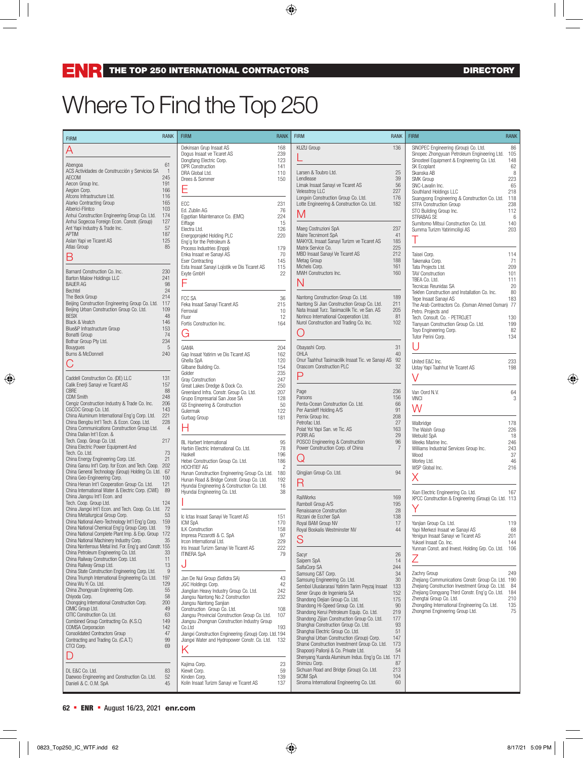# Where To Find the Top 250

| FIRM | RANK |
|---|---|
| **A** | |
| Abengoa | 61 |
| ACS Actividades de Construcción y Servicios SA | 1 |
| AECOM | 245 |
| Aecon Group Inc. | 191 |
| Aegion Corp. | 166 |
| Afcons Infrastructure Ltd. | 116 |
| Alarko Contracting Group | 165 |
| Alberici-Flintco | 103 |
| Anhui Construction Engineering Group Co. Ltd. | 174 |
| Anhui Sogecoa Foreign Econ. Constr. (Group) | 127 |
| Ant Yapi Industry & Trade Inc. | 57 |
| APTIM | 187 |
| Aslan Yapi ve Ticaret AS | 125 |
| Atlas Group | 85 |
| **B** | |
| Barnard Construction Co. Inc. | 230 |
| Barton Malow Holdings LLC | 241 |
| BAUER AG | 98 |
| Bechtel | 24 |
| The Beck Group | 214 |
| Beijing Construction Engineering Group Co. Ltd. | 117 |
| Beijing Urban Construction Group Co. Ltd. | 109 |
| BESIX | 48 |
| Black & Veatch | 146 |
| Blue&P Infrastructure Group | 153 |
| Bonatti Group | 74 |
| Bothar Group Pty Ltd. | 234 |
| Bouygues | 5 |
| Burns & McDonnell | 240 |
| **C** | |
| Caddell Construction Co. (DE) LLC | 131 |
| Calik Enerji Sanayi ve Ticaret AS | 157 |
| CBRE | 88 |
| CDM Smith | 248 |
| Cengiz Construction Industry & Trade Co. Inc. | 206 |
| CGCOC Group Co. Ltd. | 143 |
| China Aluminum International Eng'g Corp. Ltd. | 221 |
| China Bengbu Int'l Tech. & Econ. Coop. Ltd. | 228 |
| China Communications Construction Group Ltd. | 4 |
| China Dalian Int'l Econ. & Tech. Coop. Group Co. Ltd. | 217 |
| China Electric Power Equipment And Tech. Co. Ltd. | 73 |
| China Energy Engineering Corp. Ltd. | 21 |
| China Gansu Int'l Corp. for Econ. and Tech. Coop. | 202 |
| China General Technology (Group) Holding Co. Ltd. | 67 |
| China Geo-Engineering Corp. | 100 |
| China Henan Int'l Cooperation Group Co. Ltd. | 121 |
| China International Water & Electric Corp. (CWE) | 89 |
| China Jiangsu Int'l Econ. and Tech. Coop. Group Ltd. | 124 |
| China Jiangxi Int'l Econ. and Tech. Coop. Co. Ltd. | 72 |
| China Metallurgical Group Corp. | 53 |
| China National Aero-Technology Int'l Eng'g Corp. | 159 |
| China National Chemical Eng'g Group Corp. Ltd. | 19 |
| China National Complete Plant Imp. & Exp. Group | 172 |
| China National Machinery Industry Corp. | 35 |
| China Nonferrous Metal Ind. For. Eng'g and Constr. | 155 |
| China Petroleum Engineering Co. Ltd. | 33 |
| China Railway Construction Corp. Ltd. | 11 |
| China Railway Group Ltd. | 13 |
| China State Construction Engineering Corp. Ltd. | 9 |
| China Triumph International Engineering Co. Ltd. | 197 |
| China Wu Yi Co. Ltd. | 129 |
| China Zhongyuan Engineering Corp. | 55 |
| Chiyoda Corp. | 58 |
| Chongqing International Construction Corp. | 200 |
| CIMIC Group Ltd. | 49 |
| CITIC Construction Co. Ltd. | 63 |
| Combined Group Contracting Co. (K.S.C) | 149 |
| COMSA Corporacion | 142 |
| Consolidated Contractors Group | 47 |
| Contracting and Trading Co. (C.A.T.) | 99 |
| CTCI Corp. | 69 |
| **D** | |
| DL E&C Co. Ltd. | 83 |
| Daewoo Engineering and Construction Co. Ltd. | 52 |
| Danieli & C. O.M. SpA | 45 |
| Dekinsan Grup Insaat AS | 168 |
| Dogus Insaat ve Ticaret AS | 239 |
| Dongfang Electric Corp. | 123 |
| DPR Construction | 141 |
| DRA Global Ltd. | 110 |
| Drees & Sommer | 150 |
| **E** | |
| ECC | 231 |
| Ed. Zublin AG | 76 |
| Egyptian Maintenance Co. (EMC) | 224 |
| Eiffage | 15 |
| Electra Ltd. | 126 |
| Energoprojekt Holding PLC | 220 |
| Eng'g for the Petroleum & Process Industries (Enppi) | 179 |
| Enka Insaat ve Sanayi AS | 70 |
| Eser Contracting | 145 |
| Esta Insaat Sanayi Lojistik ve Dis Ticaret AS | 115 |
| Exyte GmbH | 22 |
| **F** | |
| FCC SA | 36 |
| Feka Insaat Sanayi Ticaret AS | 215 |
| Ferrovial | 10 |
| Fluor | 12 |
| Fortis Construction Inc. | 164 |
| **G** | |
| GAMA | 204 |
| Gap Insaat Yatirim ve Dis Ticaret AS | 162 |
| Ghella SpA | 120 |
| Gilbane Building Co. | 154 |
| Golder | 235 |
| Gray Construction | 247 |
| Great Lakes Dredge & Dock Co. | 250 |
| Greenland Infra. Constr. Group Co. Ltd. | 207 |
| Grupo Empresarial San Jose SA | 128 |
| GS Engineering & Construction | 50 |
| Gulermak | 122 |
| Gurbag Group | 181 |
| **H** | |
| BL Harbert International | 95 |
| Harbin Electric International Co. Ltd. | 78 |
| Haskell | 196 |
| Hebei Construction Group Co. Ltd. | 186 |
| HOCHTIEF AG | 2 |
| Hunan Construction Engineering Group Co. Ltd. | 180 |
| Hunan Road & Bridge Constr. Group Co. Ltd. | 192 |
| Hyundai Engineering & Construction Co. Ltd. | 16 |
| Hyundai Engineering Co. Ltd. | 38 |
| **I** | |
| Ic Ictas Insaat Sanayi Ve Ticaret AS | 151 |
| ICM SpA | 170 |
| ILK Construction | 158 |
| Impresa Pizzarotti & C. SpA | 97 |
| Ircon International Ltd. | 229 |
| Iris Insaat Turizm Sanayi Ve Ticaret AS | 222 |
| ITINERA SpA | 79 |
| **J** | |
| Jan De Nul Group (Sofidra SA) | 43 |
| JGC Holdings Corp. | 42 |
| Jiangljian Heavy Industry Group Co. Ltd. | 242 |
| Jiangsu Nantong No.2 Construction | 232 |
| Jiangsu Nantong Sanjian Construction Group Co. Ltd. | 108 |
| Jiangsu Provincial Construction Group Co. Ltd. | 107 |
| Jiangsu Zhongnan Construction Industry Group Co.Ltd | 193 |
| Jiangxi Construction Engineering (Group) Corp. Ltd. | 194 |
| Jiangxi Water and Hydropower Constr. Co. Ltd. | 132 |
| **K** | |
| Kajima Corp. | 23 |
| Kiewit Corp. | 59 |
| Kinden Corp. | 139 |
| Kolin Insaat Turizm Sanayi ve Ticaret AS | 137 |
| KUZU Group | 136 |
| **L** | |
| Larsen & Toubro Ltd. | 25 |
| Lendlease | 39 |
| Limak Insaat Sanayi ve Ticaret AS | 56 |
| Velesstroy LLC | 227 |
| Longxin Construction Group Co. Ltd. | 176 |
| Lotte Engineering & Construction Co. Ltd. | 182 |
| **M** | |
| Maeg Costruzioni SpA | 237 |
| Maire Tecnimont SpA | 41 |
| MAKYOL Insaat Sanayi Turizm ve Ticaret AS | 185 |
| Matrix Service Co. | 225 |
| MBD Insaat Sanayi Ve Ticaret AS | 212 |
| Metag Group | 188 |
| Michels Corp. | 161 |
| MWH Constructors Inc. | 160 |
| **N** | |
| Nantong Construction Group Co. Ltd. | 189 |
| Nantong Si Jian Construction Group Co. Ltd. | 211 |
| Nata Insaat Turz. Tasimacilik Tic. ve San. AS | 205 |
| Norinco International Cooperation Ltd. | 81 |
| Nurol Construction and Trading Co. Inc. | 102 |
| **O** | |
| Obayashi Corp. | 31 |
| OHLA | 40 |
| Onur Taahhut Tasimacilik Insaat Tic. ve Sanayi AS | 92 |
| Orascom Construction PLC | 32 |
| **P** | |
| Page | 236 |
| Parsons | 156 |
| Penta-Ocean Construction Co. Ltd. | 66 |
| Per Aarsleff Holding A/S | 91 |
| Pernix Group Inc. | 208 |
| Petrofac Ltd. | 27 |
| Polat Yol Yapi San. ve Tic. AS | 163 |
| PORR AG | 29 |
| POSCO Engineering & Construction | 96 |
| Power Construction Corp. of China | 7 |
| **Q** | |
| Qingjian Group Co. Ltd. | 94 |
| **R** | |
| RailWorks | 169 |
| Ramboll Group A/S | 195 |
| Renaissance Construction | 28 |
| Rizzani de Eccher SpA | 138 |
| Royal BAM Group NV | 17 |
| Royal Boskalis Westminster NV | 44 |
| **S** | |
| Sacyr | 26 |
| Saipem SpA | 14 |
| SalfaCorp SA | 244 |
| Samsung C&T Corp. | 34 |
| Samsung Engineering Co. Ltd. | 30 |
| Sembol Uluslararasi Yatirim Tarim Peyzaj Insaat | 133 |
| Sener Grupo de Ingenieria SA | 152 |
| Shandong Dejian Group Co. Ltd. | 175 |
| Shandong Hi-Speed Group Co. Ltd. | 90 |
| Shandong Kerui Petroleum Equip. Co. Ltd. | 219 |
| Shandong Zijian Construction Group Co. Ltd. | 177 |
| Shanghai Construction Group Co. Ltd. | 93 |
| Shanghai Electric Group Co. Ltd. | 51 |
| Shanghai Urban Construction (Group) Corp. | 147 |
| Shanxi Construction Investment Group Co. Ltd. | 173 |
| Shapoorji Pallonji & Co. Private Ltd. | 54 |
| Shenyang Yuanda Aluminum Indus. Eng'g Co. Ltd. | 171 |
| Shimizu Corp. | 87 |
| Sichuan Road and Bridge (Group) Co. Ltd. | 213 |
| SICIM SpA | 104 |
| Sinoma International Engineering Co. Ltd. | 60 |
| SINOPEC Engineering (Group) Co. Ltd. | 86 |
| Sinopec Zhongyuan Petroleum Engineering Ltd. | 105 |
| Sinosteel Equipment & Engineering Co. Ltd. | 148 |
| SK Ecoplant | 62 |
| Skanska AB | 8 |
| SMK Group | 223 |
| SNC-Lavalin Inc. | 65 |
| Southland Holdings LLC | 218 |
| Ssangyong Engineering & Construction Co. Ltd. | 118 |
| STFA Construction Group | 238 |
| STO Building Group Inc. | 112 |
| STRABAG SE | 6 |
| Sumitomo Mitsui Construction Co. Ltd. | 140 |
| Summa Turizm Yatirimciligi AS | 203 |
| **T** | |
| Taisei Corp. | 114 |
| Takenaka Corp. | 71 |
| Tata Projects Ltd. | 209 |
| TAV Construction | 101 |
| TBEA Co. Ltd. | 111 |
| Tecnicas Reunidas SA | 20 |
| Tekfen Construction and Installation Co. Inc. | 80 |
| The Arab Contractors Co. (Osman Ahmed Osman) | 77 |
| Tepe Insaat Sanayi AS | 183 |
| Petro. Projects and Tech. Consult. Co. - PETROJET | 130 |
| Tianyuan Construction Group Co. Ltd. | 199 |
| Toyo Engineering Corp. | 82 |
| Tutor Perini Corp. | 134 |
| **U** | |
| United E&C Inc. | 233 |
| Ustay Yapi Taahhut Ve Ticaret AS | 198 |
| **V** | |
| Van Oord N.V. | 64 |
| VINCI | 3 |
| **W** | |
| Walbridge | 178 |
| The Walsh Group | 226 |
| Webuild SpA | 18 |
| Weeks Marine Inc. | 246 |
| Williams Industrial Services Group Inc. | 243 |
| Wood | 37 |
| Worley Ltd. | 46 |
| WSP Global Inc. | 216 |
| **X** | |
| Xian Electric Engineering Co. Ltd. | 167 |
| XPCC Construction & Engineering (Group) Co. Ltd. | 113 |
| **Y** | |
| Yanjian Group Co. Ltd. | 119 |
| Yapi Merkezi Insaat ve Sanayi AS | 68 |
| Yenigun Insaat Sanayi ve Ticaret AS | 201 |
| Yuksel Insaat Co. Inc. | 144 |
| Yunnan Const. and Invest. Holding Grp. Co. Ltd. | 106 |
| **Z** | |
| Zachry Group | 249 |
| Zhejiang Communications Constr. Group Co. Ltd. | 190 |
| Zhejiang Construction Investment Group Co. Ltd. | 84 |
| Zhejiang Dongyang Third Constr. Eng'g Co. Ltd. | 184 |
| Zhengtai Group Co. Ltd. | 210 |
| Zhongding International Engineering Co. Ltd. | 135 |
| Zhongmei Engineering Group Ltd. | 75 |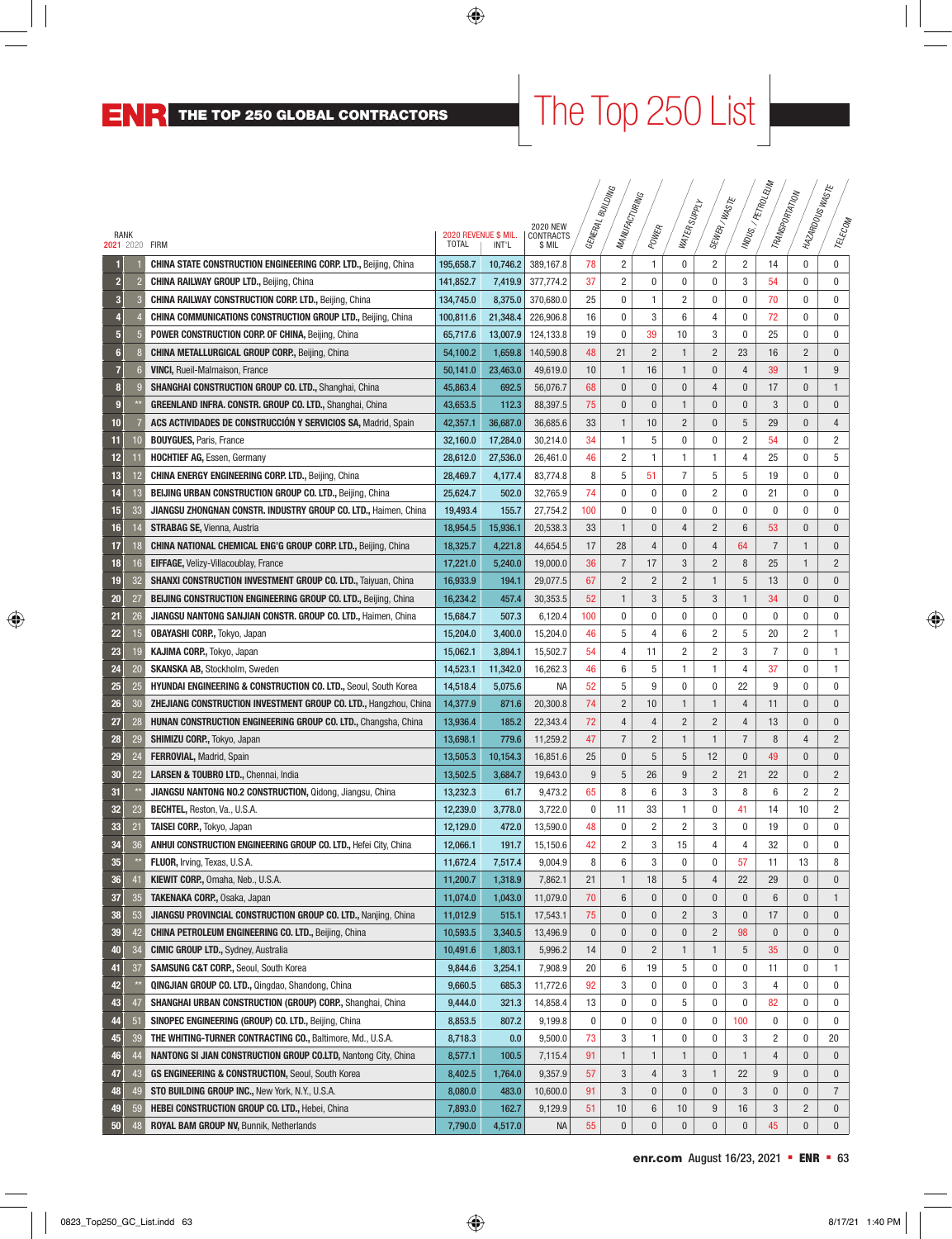# ENR THE TOP 250 GLOBAL CONTRACTORS

# The Top 250 List

| RANK 2021 | RANK 2020 | FIRM | 2020 REVENUE $ MIL. TOTAL | 2020 REVENUE $ MIL. INT'L | 2020 NEW CONTRACTS $ MIL | GENERAL BUILDING | MANUFACTURING | POWER | WATER SUPPLY | SEWER / WASTE | INDUS. / PETROLEUM | TRANSPORTATION | HAZARDOUS WASTE | TELECOM |
|---|---|---|---|---|---|---|---|---|---|---|---|---|---|---|
| 1 | 1 | **CHINA STATE CONSTRUCTION ENGINEERING CORP. LTD.,** Beijing, China | 195,658.7 | 10,746.2 | 389,167.8 | 78 | 2 | 1 | 0 | 2 | 2 | 14 | 0 | 0 |
| 2 | 2 | **CHINA RAILWAY GROUP LTD.,** Beijing, China | 141,852.7 | 7,419.9 | 377,774.2 | 37 | 2 | 0 | 0 | 0 | 3 | 54 | 0 | 0 |
| 3 | 3 | **CHINA RAILWAY CONSTRUCTION CORP. LTD.,** Beijing, China | 134,745.0 | 8,375.0 | 370,680.0 | 25 | 0 | 1 | 2 | 0 | 0 | 70 | 0 | 0 |
| 4 | 4 | **CHINA COMMUNICATIONS CONSTRUCTION GROUP LTD.,** Beijing, China | 100,811.6 | 21,348.4 | 226,906.8 | 16 | 0 | 3 | 6 | 4 | 0 | 72 | 0 | 0 |
| 5 | 5 | **POWER CONSTRUCTION CORP. OF CHINA,** Beijing, China | 65,717.6 | 13,007.9 | 124,133.8 | 19 | 0 | 39 | 10 | 3 | 0 | 25 | 0 | 0 |
| 6 | 8 | **CHINA METALLURGICAL GROUP CORP.,** Beijing, China | 54,100.2 | 1,659.8 | 140,590.8 | 48 | 21 | 2 | 1 | 2 | 23 | 16 | 2 | 0 |
| 7 | 6 | **VINCI,** Rueil-Malmaison, France | 50,141.0 | 23,463.0 | 49,619.0 | 10 | 1 | 16 | 1 | 0 | 4 | 39 | 1 | 9 |
| 8 | 9 | **SHANGHAI CONSTRUCTION GROUP CO. LTD.,** Shanghai, China | 45,863.4 | 692.5 | 56,076.7 | 68 | 0 | 0 | 0 | 4 | 0 | 17 | 0 | 1 |
| 9 | ** | **GREENLAND INFRA. CONSTR. GROUP CO. LTD.,** Shanghai, China | 43,653.5 | 112.3 | 88,397.5 | 75 | 0 | 0 | 1 | 0 | 0 | 3 | 0 | 0 |
| 10 | 7 | **ACS ACTIVIDADES DE CONSTRUCCIÓN Y SERVICIOS SA,** Madrid, Spain | 42,357.1 | 36,687.0 | 36,685.6 | 33 | 1 | 10 | 2 | 0 | 5 | 29 | 0 | 4 |
| 11 | 10 | **BOUYGUES,** Paris, France | 32,160.0 | 17,284.0 | 30,214.0 | 34 | 1 | 5 | 0 | 0 | 2 | 54 | 0 | 2 |
| 12 | 11 | **HOCHTIEF AG,** Essen, Germany | 28,612.0 | 27,536.0 | 26,461.0 | 46 | 2 | 1 | 1 | 1 | 4 | 25 | 0 | 5 |
| 13 | 12 | **CHINA ENERGY ENGINEERING CORP. LTD.,** Beijing, China | 28,469.7 | 4,177.4 | 83,774.8 | 8 | 5 | 51 | 7 | 5 | 5 | 19 | 0 | 0 |
| 14 | 13 | **BEIJING URBAN CONSTRUCTION GROUP CO. LTD.,** Beijing, China | 25,624.7 | 502.0 | 32,765.9 | 74 | 0 | 0 | 0 | 2 | 0 | 21 | 0 | 0 |
| 15 | 33 | **JIANGSU ZHONGNAN CONSTR. INDUSTRY GROUP CO. LTD.,** Haimen, China | 19,493.4 | 155.7 | 27,754.2 | 100 | 0 | 0 | 0 | 0 | 0 | 0 | 0 | 0 |
| 16 | 14 | **STRABAG SE,** Vienna, Austria | 18,954.5 | 15,936.1 | 20,538.3 | 33 | 1 | 0 | 4 | 2 | 6 | 53 | 0 | 0 |
| 17 | 18 | **CHINA NATIONAL CHEMICAL ENG'G GROUP CORP. LTD.,** Beijing, China | 18,325.7 | 4,221.8 | 44,654.5 | 17 | 28 | 4 | 0 | 4 | 64 | 7 | 1 | 0 |
| 18 | 16 | **EIFFAGE,** Velizy-Villacoublay, France | 17,221.0 | 5,240.0 | 19,000.0 | 36 | 7 | 17 | 3 | 2 | 8 | 25 | 1 | 2 |
| 19 | 32 | **SHANXI CONSTRUCTION INVESTMENT GROUP CO. LTD.,** Taiyuan, China | 16,933.9 | 194.1 | 29,077.5 | 67 | 2 | 2 | 2 | 1 | 5 | 13 | 0 | 0 |
| 20 | 27 | **BEIJING CONSTRUCTION ENGINEERING GROUP CO. LTD.,** Beijing, China | 16,234.2 | 457.4 | 30,353.5 | 52 | 1 | 3 | 5 | 3 | 1 | 34 | 0 | 0 |
| 21 | 26 | **JIANGSU NANTONG SANJIAN CONSTR. GROUP CO. LTD.,** Haimen, China | 15,684.7 | 507.3 | 6,120.4 | 100 | 0 | 0 | 0 | 0 | 0 | 0 | 0 | 0 |
| 22 | 15 | **OBAYASHI CORP.,** Tokyo, Japan | 15,204.0 | 3,400.0 | 15,204.0 | 46 | 5 | 4 | 6 | 2 | 5 | 20 | 2 | 1 |
| 23 | 19 | **KAJIMA CORP.,** Tokyo, Japan | 15,062.1 | 3,894.1 | 15,502.7 | 54 | 4 | 11 | 2 | 2 | 3 | 7 | 0 | 1 |
| 24 | 20 | **SKANSKA AB,** Stockholm, Sweden | 14,523.1 | 11,342.0 | 16,262.3 | 46 | 6 | 5 | 1 | 1 | 4 | 37 | 0 | 1 |
| 25 | 25 | **HYUNDAI ENGINEERING & CONSTRUCTION CO. LTD.,** Seoul, South Korea | 14,518.4 | 5,075.6 | NA | 52 | 5 | 9 | 0 | 0 | 22 | 9 | 0 | 0 |
| 26 | 30 | **ZHEJIANG CONSTRUCTION INVESTMENT GROUP CO. LTD.,** Hangzhou, China | 14,377.9 | 871.6 | 20,300.8 | 74 | 2 | 10 | 1 | 1 | 4 | 11 | 0 | 0 |
| 27 | 28 | **HUNAN CONSTRUCTION ENGINEERING GROUP CO. LTD.,** Changsha, China | 13,936.4 | 185.2 | 22,343.4 | 72 | 4 | 4 | 2 | 2 | 4 | 13 | 0 | 0 |
| 28 | 29 | **SHIMIZU CORP.,** Tokyo, Japan | 13,698.1 | 779.6 | 11,259.2 | 47 | 7 | 2 | 1 | 1 | 7 | 8 | 4 | 2 |
| 29 | 24 | **FERROVIAL,** Madrid, Spain | 13,505.3 | 10,154.3 | 16,851.6 | 25 | 0 | 5 | 5 | 12 | 0 | 49 | 0 | 0 |
| 30 | 22 | **LARSEN & TOUBRO LTD.,** Chennai, India | 13,502.5 | 3,684.7 | 19,643.0 | 9 | 5 | 26 | 9 | 2 | 21 | 22 | 0 | 2 |
| 31 | ** | **JIANGSU NANTONG NO.2 CONSTRUCTION,** Qidong, Jiangsu, China | 13,232.3 | 61.7 | 9,473.2 | 65 | 8 | 6 | 3 | 3 | 8 | 6 | 2 | 2 |
| 32 | 23 | **BECHTEL,** Reston, Va., U.S.A. | 12,239.0 | 3,778.0 | 3,722.0 | 0 | 11 | 33 | 1 | 0 | 41 | 14 | 10 | 2 |
| 33 | 21 | **TAISEI CORP.,** Tokyo, Japan | 12,129.0 | 472.0 | 13,590.0 | 48 | 0 | 2 | 2 | 3 | 0 | 19 | 0 | 0 |
| 34 | 36 | **ANHUI CONSTRUCTION ENGINEERING GROUP CO. LTD.,** Hefei City, China | 12,066.1 | 191.7 | 15,150.6 | 42 | 2 | 3 | 15 | 4 | 4 | 32 | 0 | 0 |
| 35 | ** | **FLUOR,** Irving, Texas, U.S.A. | 11,672.4 | 7,517.4 | 9,004.9 | 8 | 6 | 3 | 0 | 0 | 57 | 11 | 13 | 8 |
| 36 | 41 | **KIEWIT CORP.,** Omaha, Neb., U.S.A. | 11,200.7 | 1,318.9 | 7,862.1 | 21 | 1 | 18 | 5 | 4 | 22 | 29 | 0 | 0 |
| 37 | 35 | **TAKENAKA CORP.,** Osaka, Japan | 11,074.0 | 1,043.0 | 11,079.0 | 70 | 6 | 0 | 0 | 0 | 0 | 6 | 0 | 1 |
| 38 | 53 | **JIANGSU PROVINCIAL CONSTRUCTION GROUP CO. LTD.,** Nanjing, China | 11,012.9 | 515.1 | 17,543.1 | 75 | 0 | 0 | 2 | 3 | 0 | 17 | 0 | 0 |
| 39 | 42 | **CHINA PETROLEUM ENGINEERING CO. LTD.,** Beijing, China | 10,593.5 | 3,340.5 | 13,496.9 | 0 | 0 | 0 | 0 | 2 | 98 | 0 | 0 | 0 |
| 40 | 34 | **CIMIC GROUP LTD.,** Sydney, Australia | 10,491.6 | 1,803.1 | 5,996.2 | 14 | 0 | 2 | 1 | 1 | 5 | 35 | 0 | 0 |
| 41 | 37 | **SAMSUNG C&T CORP.,** Seoul, South Korea | 9,844.6 | 3,254.1 | 7,908.9 | 20 | 6 | 19 | 5 | 0 | 0 | 11 | 0 | 1 |
| 42 | ** | **QINGJIAN GROUP CO. LTD.,** Qingdao, Shandong, China | 9,660.5 | 685.3 | 11,772.6 | 92 | 3 | 0 | 0 | 0 | 3 | 4 | 0 | 0 |
| 43 | 47 | **SHANGHAI URBAN CONSTRUCTION (GROUP) CORP.,** Shanghai, China | 9,444.0 | 321.3 | 14,858.4 | 13 | 0 | 0 | 5 | 0 | 0 | 82 | 0 | 0 |
| 44 | 51 | **SINOPEC ENGINEERING (GROUP) CO. LTD.,** Beijing, China | 8,853.5 | 807.2 | 19,599.8 | 0 | 0 | 0 | 0 | 0 | 100 | 0 | 0 | 0 |
| 45 | 39 | **THE WHITING-TURNER CONTRACTING CO.,** Baltimore, Md., U.S.A. | 8,718.3 | 0.0 | 9,500.0 | 73 | 3 | 1 | 0 | 0 | 3 | 2 | 0 | 20 |
| 46 | 44 | **NANTONG SI JIAN CONSTRUCTION GROUP CO.LTD,** Nantong City, China | 8,577.1 | 100.5 | 7,115.4 | 91 | 1 | 1 | 1 | 0 | 1 | 4 | 0 | 0 |
| 47 | 43 | **GS ENGINEERING & CONSTRUCTION,** Seoul, South Korea | 8,402.5 | 1,764.0 | 9,357.9 | 57 | 3 | 4 | 3 | 1 | 22 | 9 | 0 | 0 |
| 48 | 49 | **STO BUILDING GROUP INC.,** New York, N.Y., U.S.A. | 8,080.0 | 483.0 | 10,600.0 | 91 | 3 | 0 | 0 | 0 | 3 | 0 | 0 | 7 |
| 49 | 59 | **HEBEI CONSTRUCTION GROUP CO. LTD.,** Hebei, China | 7,893.0 | 162.7 | 9,129.9 | 51 | 10 | 6 | 10 | 9 | 16 | 3 | 2 | 0 |
| 50 | 48 | **ROYAL BAM GROUP NV,** Bunnik, Netherlands | 7,790.0 | 4,517.0 | NA | 55 | 0 | 0 | 0 | 0 | 0 | 45 | 0 | 0 |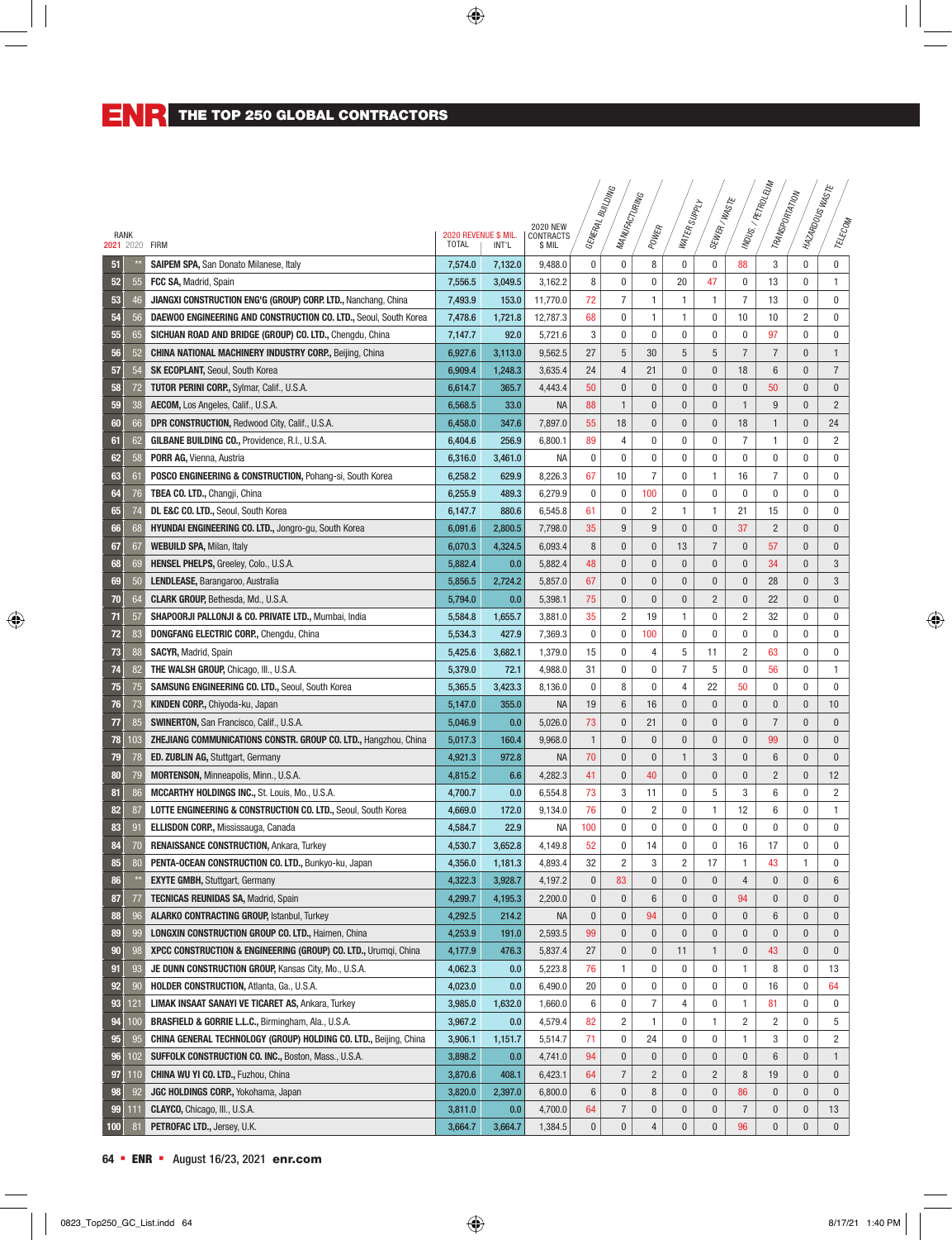# ENR THE TOP 250 GLOBAL CONTRACTORS

| RANK 2021 | RANK 2020 | FIRM | 2020 REVENUE $ MIL. TOTAL | 2020 REVENUE $ MIL. INT'L | 2020 NEW CONTRACTS $ MIL | GENERAL BUILDING | MANUFACTURING | POWER | WATER SUPPLY | SEWER / WASTE | INDUS. / PETROLEUM | TRANSPORTATION | HAZARDOUS WASTE | TELECOM |
|---|---|---|---|---|---|---|---|---|---|---|---|---|---|---|
| 51 | ** | **SAIPEM SPA,** San Donato Milanese, Italy | 7,574.0 | 7,132.0 | 9,488.0 | 0 | 0 | 8 | 0 | 0 | 88 | 3 | 0 | 0 |
| 52 | 55 | **FCC SA,** Madrid, Spain | 7,556.5 | 3,049.5 | 3,162.2 | 8 | 0 | 0 | 20 | 47 | 0 | 13 | 0 | 1 |
| 53 | 46 | **JIANGXI CONSTRUCTION ENG'G (GROUP) CORP. LTD.,** Nanchang, China | 7,493.9 | 153.0 | 11,770.0 | 72 | 7 | 1 | 1 | 1 | 7 | 13 | 0 | 0 |
| 54 | 56 | **DAEWOO ENGINEERING AND CONSTRUCTION CO. LTD.,** Seoul, South Korea | 7,478.6 | 1,721.8 | 12,787.3 | 68 | 0 | 1 | 1 | 0 | 10 | 10 | 2 | 0 |
| 55 | 65 | **SICHUAN ROAD AND BRIDGE (GROUP) CO. LTD.,** Chengdu, China | 7,147.7 | 92.0 | 5,721.6 | 3 | 0 | 0 | 0 | 0 | 0 | 97 | 0 | 0 |
| 56 | 52 | **CHINA NATIONAL MACHINERY INDUSTRY CORP.,** Beijing, China | 6,927.6 | 3,113.0 | 9,562.5 | 27 | 5 | 30 | 5 | 5 | 7 | 7 | 0 | 1 |
| 57 | 54 | **SK ECOPLANT,** Seoul, South Korea | 6,909.4 | 1,248.3 | 3,635.4 | 24 | 4 | 21 | 0 | 0 | 18 | 6 | 0 | 7 |
| 58 | 72 | **TUTOR PERINI CORP.,** Sylmar, Calif., U.S.A. | 6,614.7 | 365.7 | 4,443.4 | 50 | 0 | 0 | 0 | 0 | 0 | 50 | 0 | 0 |
| 59 | 38 | **AECOM,** Los Angeles, Calif., U.S.A. | 6,568.5 | 33.0 | NA | 88 | 1 | 0 | 0 | 0 | 1 | 9 | 0 | 2 |
| 60 | 66 | **DPR CONSTRUCTION,** Redwood City, Calif., U.S.A. | 6,458.0 | 347.6 | 7,897.0 | 55 | 18 | 0 | 0 | 0 | 18 | 1 | 0 | 24 |
| 61 | 62 | **GILBANE BUILDING CO.,** Providence, R.I., U.S.A. | 6,404.6 | 256.9 | 6,800.1 | 89 | 4 | 0 | 0 | 0 | 7 | 1 | 0 | 2 |
| 62 | 58 | **PORR AG,** Vienna, Austria | 6,316.0 | 3,461.0 | NA | 0 | 0 | 0 | 0 | 0 | 0 | 0 | 0 | 0 |
| 63 | 61 | **POSCO ENGINEERING & CONSTRUCTION,** Pohang-si, South Korea | 6,258.2 | 629.9 | 8,226.3 | 67 | 10 | 7 | 0 | 1 | 16 | 7 | 0 | 0 |
| 64 | 76 | **TBEA CO. LTD.,** Changji, China | 6,255.9 | 489.3 | 6,279.9 | 0 | 0 | 100 | 0 | 0 | 0 | 0 | 0 | 0 |
| 65 | 74 | **DL E&C CO. LTD.,** Seoul, South Korea | 6,147.7 | 880.6 | 6,545.8 | 61 | 0 | 2 | 1 | 1 | 21 | 15 | 0 | 0 |
| 66 | 68 | **HYUNDAI ENGINEERING CO. LTD.,** Jongro-gu, South Korea | 6,091.6 | 2,800.5 | 7,798.0 | 35 | 9 | 9 | 0 | 0 | 37 | 2 | 0 | 0 |
| 67 | 67 | **WEBUILD SPA,** Milan, Italy | 6,070.3 | 4,324.5 | 6,093.4 | 8 | 0 | 0 | 13 | 7 | 0 | 57 | 0 | 0 |
| 68 | 69 | **HENSEL PHELPS,** Greeley, Colo., U.S.A. | 5,882.4 | 0.0 | 5,882.4 | 48 | 0 | 0 | 0 | 0 | 0 | 34 | 0 | 3 |
| 69 | 50 | **LENDLEASE,** Barangaroo, Australia | 5,856.5 | 2,724.2 | 5,857.0 | 67 | 0 | 0 | 0 | 0 | 0 | 28 | 0 | 3 |
| 70 | 64 | **CLARK GROUP,** Bethesda, Md., U.S.A. | 5,794.0 | 0.0 | 5,398.1 | 75 | 0 | 0 | 0 | 2 | 0 | 22 | 0 | 0 |
| 71 | 57 | **SHAPOORJI PALLONJI & CO. PRIVATE LTD.,** Mumbai, India | 5,584.8 | 1,655.7 | 3,881.0 | 35 | 2 | 19 | 1 | 0 | 2 | 32 | 0 | 0 |
| 72 | 83 | **DONGFANG ELECTRIC CORP.,** Chengdu, China | 5,534.3 | 427.9 | 7,369.3 | 0 | 0 | 100 | 0 | 0 | 0 | 0 | 0 | 0 |
| 73 | 88 | **SACYR,** Madrid, Spain | 5,425.6 | 3,682.1 | 1,379.0 | 15 | 0 | 4 | 5 | 11 | 2 | 63 | 0 | 0 |
| 74 | 82 | **THE WALSH GROUP,** Chicago, Ill., U.S.A. | 5,379.0 | 72.1 | 4,988.0 | 31 | 0 | 0 | 7 | 5 | 0 | 56 | 0 | 1 |
| 75 | 75 | **SAMSUNG ENGINEERING CO. LTD.,** Seoul, South Korea | 5,365.5 | 3,423.3 | 8,136.0 | 0 | 8 | 0 | 4 | 22 | 50 | 0 | 0 | 0 |
| 76 | 73 | **KINDEN CORP.,** Chiyoda-ku, Japan | 5,147.0 | 355.0 | NA | 19 | 6 | 16 | 0 | 0 | 0 | 0 | 0 | 10 |
| 77 | 85 | **SWINERTON,** San Francisco, Calif., U.S.A. | 5,046.9 | 0.0 | 5,026.0 | 73 | 0 | 21 | 0 | 0 | 0 | 7 | 0 | 0 |
| 78 | 103 | **ZHEJIANG COMMUNICATIONS CONSTR. GROUP CO. LTD.,** Hangzhou, China | 5,017.3 | 160.4 | 9,968.0 | 1 | 0 | 0 | 0 | 0 | 0 | 99 | 0 | 0 |
| 79 | 78 | **ED. ZUBLIN AG,** Stuttgart, Germany | 4,921.3 | 972.8 | NA | 70 | 0 | 0 | 1 | 3 | 0 | 6 | 0 | 0 |
| 80 | 79 | **MORTENSON,** Minneapolis, Minn., U.S.A. | 4,815.2 | 6.6 | 4,282.3 | 41 | 0 | 40 | 0 | 0 | 0 | 2 | 0 | 12 |
| 81 | 86 | **MCCARTHY HOLDINGS INC.,** St. Louis, Mo., U.S.A. | 4,700.7 | 0.0 | 6,554.8 | 73 | 3 | 11 | 0 | 5 | 3 | 6 | 0 | 2 |
| 82 | 87 | **LOTTE ENGINEERING & CONSTRUCTION CO. LTD.,** Seoul, South Korea | 4,669.0 | 172.0 | 9,134.0 | 76 | 0 | 2 | 0 | 1 | 12 | 6 | 0 | 1 |
| 83 | 91 | **ELLISDON CORP.,** Mississauga, Canada | 4,584.7 | 22.9 | NA | 100 | 0 | 0 | 0 | 0 | 0 | 0 | 0 | 0 |
| 84 | 70 | **RENAISSANCE CONSTRUCTION,** Ankara, Turkey | 4,530.7 | 3,652.8 | 4,149.8 | 52 | 0 | 14 | 0 | 0 | 16 | 17 | 0 | 0 |
| 85 | 80 | **PENTA-OCEAN CONSTRUCTION CO. LTD.,** Bunkyo-ku, Japan | 4,356.0 | 1,181.3 | 4,893.4 | 32 | 2 | 3 | 2 | 17 | 1 | 43 | 1 | 0 |
| 86 | ** | **EXYTE GMBH,** Stuttgart, Germany | 4,322.3 | 3,928.7 | 4,197.2 | 0 | 83 | 0 | 0 | 0 | 4 | 0 | 0 | 6 |
| 87 | 77 | **TECNICAS REUNIDAS SA,** Madrid, Spain | 4,299.7 | 4,195.3 | 2,200.0 | 0 | 0 | 6 | 0 | 0 | 94 | 0 | 0 | 0 |
| 88 | 96 | **ALARKO CONTRACTING GROUP,** Istanbul, Turkey | 4,292.5 | 214.2 | NA | 0 | 0 | 94 | 0 | 0 | 0 | 6 | 0 | 0 |
| 89 | 99 | **LONGXIN CONSTRUCTION GROUP CO. LTD.,** Haimen, China | 4,253.9 | 191.0 | 2,593.5 | 99 | 0 | 0 | 0 | 0 | 0 | 0 | 0 | 0 |
| 90 | 98 | **XPCC CONSTRUCTION & ENGINEERING (GROUP) CO. LTD.,** Urumqi, China | 4,177.9 | 476.3 | 5,837.4 | 27 | 0 | 0 | 11 | 1 | 0 | 43 | 0 | 0 |
| 91 | 93 | **JE DUNN CONSTRUCTION GROUP,** Kansas City, Mo., U.S.A. | 4,062.3 | 0.0 | 5,223.8 | 76 | 1 | 0 | 0 | 0 | 1 | 8 | 0 | 13 |
| 92 | 90 | **HOLDER CONSTRUCTION,** Atlanta, Ga., U.S.A. | 4,023.0 | 0.0 | 6,490.0 | 20 | 0 | 0 | 0 | 0 | 0 | 16 | 0 | 64 |
| 93 | 121 | **LIMAK INSAAT SANAYI VE TICARET AS,** Ankara, Turkey | 3,985.0 | 1,632.0 | 1,660.0 | 6 | 0 | 7 | 4 | 0 | 1 | 81 | 0 | 0 |
| 94 | 100 | **BRASFIELD & GORRIE L.L.C.,** Birmingham, Ala., U.S.A. | 3,967.2 | 0.0 | 4,579.4 | 82 | 2 | 1 | 0 | 1 | 2 | 2 | 0 | 5 |
| 95 | 95 | **CHINA GENERAL TECHNOLOGY (GROUP) HOLDING CO. LTD.,** Beijing, China | 3,906.1 | 1,151.7 | 5,514.7 | 71 | 0 | 24 | 0 | 0 | 1 | 3 | 0 | 2 |
| 96 | 102 | **SUFFOLK CONSTRUCTION CO. INC.,** Boston, Mass., U.S.A. | 3,898.2 | 0.0 | 4,741.0 | 94 | 0 | 0 | 0 | 0 | 0 | 6 | 0 | 1 |
| 97 | 110 | **CHINA WU YI CO. LTD.,** Fuzhou, China | 3,870.6 | 408.1 | 6,423.1 | 64 | 7 | 2 | 0 | 2 | 8 | 19 | 0 | 0 |
| 98 | 92 | **JGC HOLDINGS CORP.,** Yokohama, Japan | 3,820.0 | 2,397.0 | 6,800.0 | 6 | 0 | 8 | 0 | 0 | 86 | 0 | 0 | 0 |
| 99 | 111 | **CLAYCO,** Chicago, Ill., U.S.A. | 3,811.0 | 0.0 | 4,700.0 | 64 | 7 | 0 | 0 | 0 | 7 | 0 | 0 | 13 |
| 100 | 81 | **PETROFAC LTD.,** Jersey, U.K. | 3,664.7 | 3,664.7 | 1,384.5 | 0 | 0 | 4 | 0 | 0 | 96 | 0 | 0 | 0 |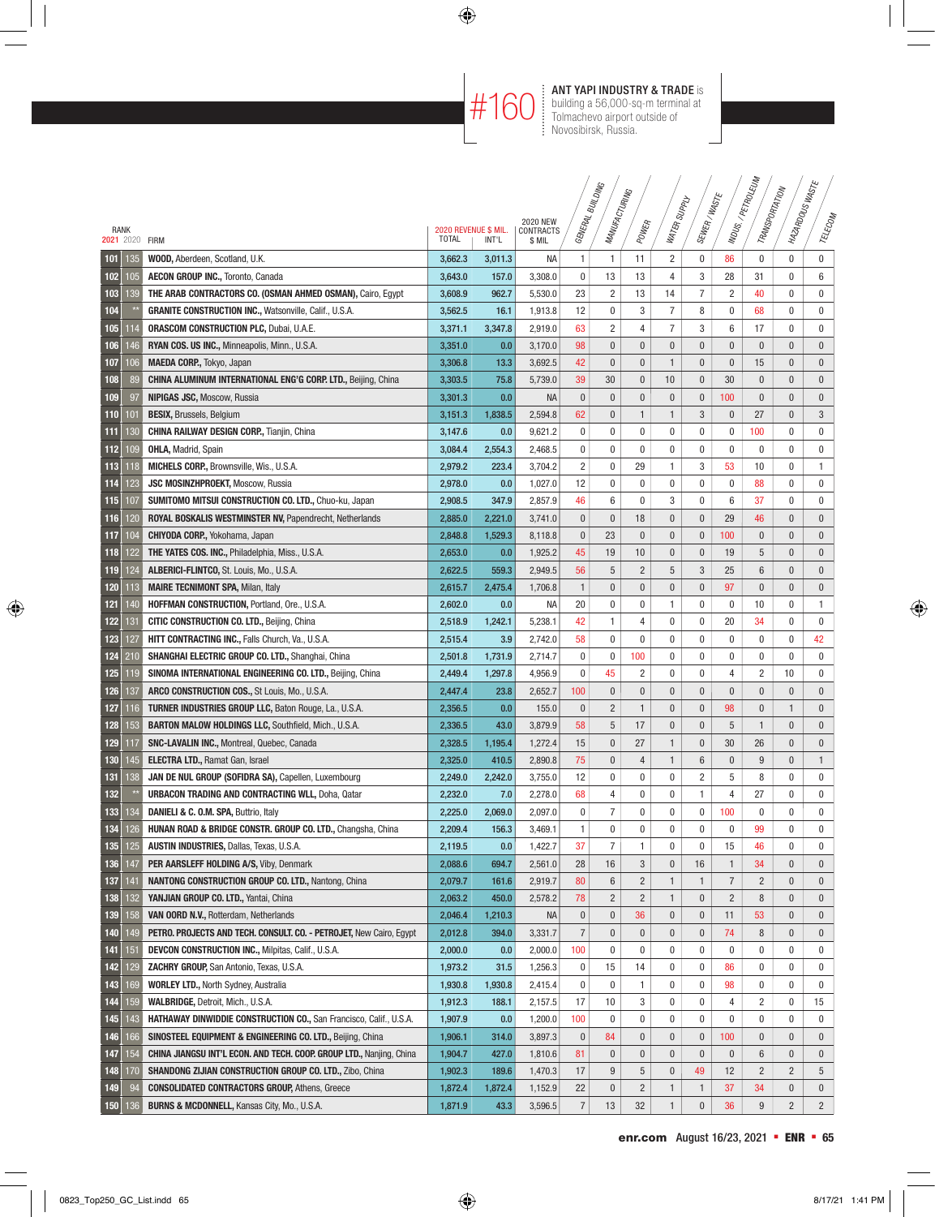**#160** **ANT YAPI INDUSTRY & TRADE** is building a 56,000-sq-m terminal at Tolmachevo airport outside of Novosibirsk, Russia.

| RANK 2021 | RANK 2020 | FIRM | 2020 REVENUE $ MIL. TOTAL | 2020 REVENUE $ MIL. INT'L | 2020 NEW CONTRACTS $ MIL | GENERAL BUILDING | MANUFACTURING | POWER | WATER SUPPLY | SEWER / WASTE | INDUS. / PETROLEUM | TRANSPORTATION | HAZARDOUS WASTE | TELECOM |
|---|---|---|---|---|---|---|---|---|---|---|---|---|---|---|
| 101 | 135 | **WOOD,** Aberdeen, Scotland, U.K. | 3,662.3 | 3,011.3 | NA | 1 | 1 | 11 | 2 | 0 | 86 | 0 | 0 | 0 |
| 102 | 105 | **AECON GROUP INC.,** Toronto, Canada | 3,643.0 | 157.0 | 3,308.0 | 0 | 13 | 13 | 4 | 3 | 28 | 31 | 0 | 6 |
| 103 | 139 | **THE ARAB CONTRACTORS CO. (OSMAN AHMED OSMAN),** Cairo, Egypt | 3,608.9 | 962.7 | 5,530.0 | 23 | 2 | 13 | 14 | 7 | 2 | 40 | 0 | 0 |
| 104 | ** | **GRANITE CONSTRUCTION INC.,** Watsonville, Calif., U.S.A. | 3,562.5 | 16.1 | 1,913.8 | 12 | 0 | 3 | 7 | 8 | 0 | 68 | 0 | 0 |
| 105 | 114 | **ORASCOM CONSTRUCTION PLC,** Dubai, U.A.E. | 3,371.1 | 3,347.8 | 2,919.0 | 63 | 2 | 4 | 7 | 3 | 6 | 17 | 0 | 0 |
| 106 | 146 | **RYAN COS. US INC.,** Minneapolis, Minn., U.S.A. | 3,351.0 | 0.0 | 3,170.0 | 98 | 0 | 0 | 0 | 0 | 0 | 0 | 0 | 0 |
| 107 | 106 | **MAEDA CORP.,** Tokyo, Japan | 3,306.8 | 13.3 | 3,692.5 | 42 | 0 | 0 | 1 | 0 | 0 | 15 | 0 | 0 |
| 108 | 89 | **CHINA ALUMINUM INTERNATIONAL ENG'G CORP. LTD.,** Beijing, China | 3,303.5 | 75.8 | 5,739.0 | 39 | 30 | 0 | 10 | 0 | 30 | 0 | 0 | 0 |
| 109 | 97 | **NIPIGAS JSC,** Moscow, Russia | 3,301.3 | 0.0 | NA | 0 | 0 | 0 | 0 | 0 | 100 | 0 | 0 | 0 |
| 110 | 101 | **BESIX,** Brussels, Belgium | 3,151.3 | 1,838.5 | 2,594.8 | 62 | 0 | 1 | 1 | 3 | 0 | 27 | 0 | 3 |
| 111 | 130 | **CHINA RAILWAY DESIGN CORP.,** Tianjin, China | 3,147.6 | 0.0 | 9,621.2 | 0 | 0 | 0 | 0 | 0 | 0 | 100 | 0 | 0 |
| 112 | 109 | **OHLA,** Madrid, Spain | 3,084.4 | 2,554.3 | 2,468.5 | 0 | 0 | 0 | 0 | 0 | 0 | 0 | 0 | 0 |
| 113 | 118 | **MICHELS CORP.,** Brownsville, Wis., U.S.A. | 2,979.2 | 223.4 | 3,704.2 | 2 | 0 | 29 | 1 | 3 | 53 | 10 | 0 | 1 |
| 114 | 123 | **JSC MOSINZHPROEKT,** Moscow, Russia | 2,978.0 | 0.0 | 1,027.0 | 12 | 0 | 0 | 0 | 0 | 0 | 88 | 0 | 0 |
| 115 | 107 | **SUMITOMO MITSUI CONSTRUCTION CO. LTD.,** Chuo-ku, Japan | 2,908.5 | 347.9 | 2,857.9 | 46 | 6 | 0 | 3 | 0 | 6 | 37 | 0 | 0 |
| 116 | 120 | **ROYAL BOSKALIS WESTMINSTER NV,** Papendrecht, Netherlands | 2,885.0 | 2,221.0 | 3,741.0 | 0 | 0 | 18 | 0 | 0 | 29 | 46 | 0 | 0 |
| 117 | 104 | **CHIYODA CORP.,** Yokohama, Japan | 2,848.8 | 1,529.3 | 8,118.8 | 0 | 23 | 0 | 0 | 0 | 100 | 0 | 0 | 0 |
| 118 | 122 | **THE YATES COS. INC.,** Philadelphia, Miss., U.S.A. | 2,653.0 | 0.0 | 1,925.2 | 45 | 19 | 10 | 0 | 0 | 19 | 5 | 0 | 0 |
| 119 | 124 | **ALBERICI-FLINTCO,** St. Louis, Mo., U.S.A. | 2,622.5 | 559.3 | 2,949.5 | 56 | 5 | 2 | 5 | 3 | 25 | 6 | 0 | 0 |
| 120 | 113 | **MAIRE TECNIMONT SPA,** Milan, Italy | 2,615.7 | 2,475.4 | 1,706.8 | 1 | 0 | 0 | 0 | 0 | 97 | 0 | 0 | 0 |
| 121 | 140 | **HOFFMAN CONSTRUCTION,** Portland, Ore., U.S.A. | 2,602.0 | 0.0 | NA | 20 | 0 | 0 | 1 | 0 | 0 | 10 | 0 | 1 |
| 122 | 131 | **CITIC CONSTRUCTION CO. LTD.,** Beijing, China | 2,518.9 | 1,242.1 | 5,238.1 | 42 | 1 | 4 | 0 | 0 | 20 | 34 | 0 | 0 |
| 123 | 127 | **HITT CONTRACTING INC.,** Falls Church, Va., U.S.A. | 2,515.4 | 3.9 | 2,742.0 | 58 | 0 | 0 | 0 | 0 | 0 | 0 | 0 | 42 |
| 124 | 210 | **SHANGHAI ELECTRIC GROUP CO. LTD.,** Shanghai, China | 2,501.8 | 1,731.9 | 2,714.7 | 0 | 0 | 100 | 0 | 0 | 0 | 0 | 0 | 0 |
| 125 | 119 | **SINOMA INTERNATIONAL ENGINEERING CO. LTD.,** Beijing, China | 2,449.4 | 1,297.8 | 4,956.9 | 0 | 45 | 2 | 0 | 0 | 4 | 2 | 10 | 0 |
| 126 | 137 | **ARCO CONSTRUCTION COS.,** St Louis, Mo., U.S.A. | 2,447.4 | 23.8 | 2,652.7 | 100 | 0 | 0 | 0 | 0 | 0 | 0 | 0 | 0 |
| 127 | 116 | **TURNER INDUSTRIES GROUP LLC,** Baton Rouge, La., U.S.A. | 2,356.5 | 0.0 | 155.0 | 0 | 2 | 1 | 0 | 0 | 98 | 0 | 1 | 0 |
| 128 | 153 | **BARTON MALOW HOLDINGS LLC,** Southfield, Mich., U.S.A. | 2,336.5 | 43.0 | 3,879.9 | 58 | 5 | 17 | 0 | 0 | 5 | 1 | 0 | 0 |
| 129 | 117 | **SNC-LAVALIN INC.,** Montreal, Quebec, Canada | 2,328.5 | 1,195.4 | 1,272.4 | 15 | 0 | 27 | 1 | 0 | 30 | 26 | 0 | 0 |
| 130 | 145 | **ELECTRA LTD.,** Ramat Gan, Israel | 2,325.0 | 410.5 | 2,890.8 | 75 | 0 | 4 | 1 | 6 | 0 | 9 | 0 | 1 |
| 131 | 138 | **JAN DE NUL GROUP (SOFIDRA SA),** Capellen, Luxembourg | 2,249.0 | 2,242.0 | 3,755.0 | 12 | 0 | 0 | 0 | 2 | 5 | 8 | 0 | 0 |
| 132 | ** | **URBACON TRADING AND CONTRACTING WLL,** Doha, Qatar | 2,232.0 | 7.0 | 2,278.0 | 68 | 4 | 0 | 0 | 1 | 4 | 27 | 0 | 0 |
| 133 | 134 | **DANIELI & C. O.M. SPA,** Buttrio, Italy | 2,225.0 | 2,069.0 | 2,097.0 | 0 | 7 | 0 | 0 | 0 | 100 | 0 | 0 | 0 |
| 134 | 126 | **HUNAN ROAD & BRIDGE CONSTR. GROUP CO. LTD.,** Changsha, China | 2,209.4 | 156.3 | 3,469.1 | 1 | 0 | 0 | 0 | 0 | 0 | 99 | 0 | 0 |
| 135 | 125 | **AUSTIN INDUSTRIES,** Dallas, Texas, U.S.A. | 2,119.5 | 0.0 | 1,422.7 | 37 | 7 | 1 | 0 | 0 | 15 | 46 | 0 | 0 |
| 136 | 147 | **PER AARSLEFF HOLDING A/S,** Viby, Denmark | 2,088.6 | 694.7 | 2,561.0 | 28 | 16 | 3 | 0 | 16 | 1 | 34 | 0 | 0 |
| 137 | 141 | **NANTONG CONSTRUCTION GROUP CO. LTD.,** Nantong, China | 2,079.7 | 161.6 | 2,919.7 | 80 | 6 | 2 | 1 | 1 | 7 | 2 | 0 | 0 |
| 138 | 132 | **YANJIAN GROUP CO. LTD.,** Yantai, China | 2,063.2 | 450.0 | 2,578.2 | 78 | 2 | 2 | 1 | 0 | 2 | 8 | 0 | 0 |
| 139 | 158 | **VAN OORD N.V.,** Rotterdam, Netherlands | 2,046.4 | 1,210.3 | NA | 0 | 0 | 36 | 0 | 0 | 11 | 53 | 0 | 0 |
| 140 | 149 | **PETRO. PROJECTS AND TECH. CONSULT. CO. - PETROJET,** New Cairo, Egypt | 2,012.8 | 394.0 | 3,331.7 | 7 | 0 | 0 | 0 | 0 | 74 | 8 | 0 | 0 |
| 141 | 151 | **DEVCON CONSTRUCTION INC.,** Milpitas, Calif., U.S.A. | 2,000.0 | 0.0 | 2,000.0 | 100 | 0 | 0 | 0 | 0 | 0 | 0 | 0 | 0 |
| 142 | 129 | **ZACHRY GROUP,** San Antonio, Texas, U.S.A. | 1,973.2 | 31.5 | 1,256.3 | 0 | 15 | 14 | 0 | 0 | 86 | 0 | 0 | 0 |
| 143 | 169 | **WORLEY LTD.,** North Sydney, Australia | 1,930.8 | 1,930.8 | 2,415.4 | 0 | 0 | 1 | 0 | 0 | 98 | 0 | 0 | 0 |
| 144 | 159 | **WALBRIDGE,** Detroit, Mich., U.S.A. | 1,912.3 | 188.1 | 2,157.5 | 17 | 10 | 3 | 0 | 0 | 4 | 2 | 0 | 15 |
| 145 | 143 | **HATHAWAY DINWIDDIE CONSTRUCTION CO.,** San Francisco, Calif., U.S.A. | 1,907.9 | 0.0 | 1,200.0 | 100 | 0 | 0 | 0 | 0 | 0 | 0 | 0 | 0 |
| 146 | 166 | **SINOSTEEL EQUIPMENT & ENGINEERING CO. LTD.,** Beijing, China | 1,906.1 | 314.0 | 3,897.3 | 0 | 84 | 0 | 0 | 0 | 100 | 0 | 0 | 0 |
| 147 | 154 | **CHINA JIANGSU INT'L ECON. AND TECH. COOP. GROUP LTD.,** Nanjing, China | 1,904.7 | 427.0 | 1,810.6 | 81 | 0 | 0 | 0 | 0 | 0 | 6 | 0 | 0 |
| 148 | 170 | **SHANDONG ZIJIAN CONSTRUCTION GROUP CO. LTD.,** Zibo, China | 1,902.3 | 189.6 | 1,470.3 | 17 | 9 | 5 | 0 | 49 | 12 | 2 | 2 | 5 |
| 149 | 94 | **CONSOLIDATED CONTRACTORS GROUP,** Athens, Greece | 1,872.4 | 1,872.4 | 1,152.9 | 22 | 0 | 2 | 1 | 1 | 37 | 34 | 0 | 0 |
| 150 | 136 | **BURNS & MCDONNELL,** Kansas City, Mo., U.S.A. | 1,871.9 | 43.3 | 3,596.5 | 7 | 13 | 32 | 1 | 0 | 36 | 9 | 2 | 2 |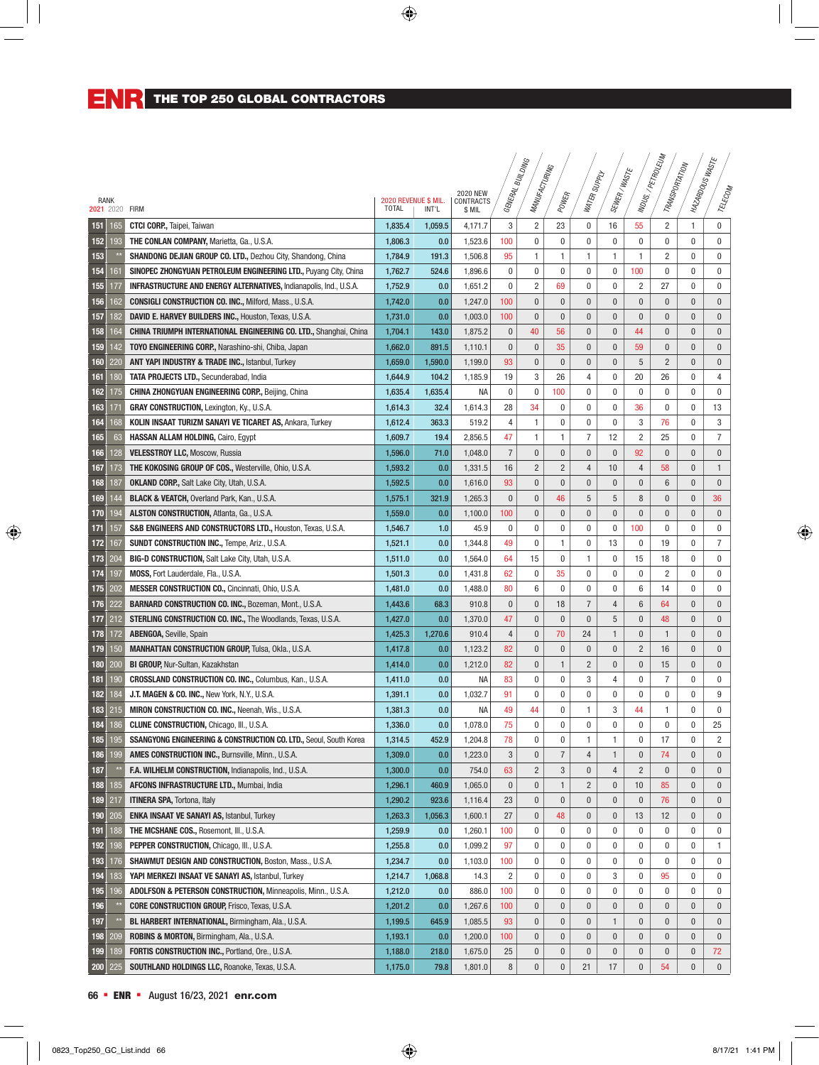# ENR THE TOP 250 GLOBAL CONTRACTORS

| RANK 2021 | RANK 2020 | FIRM | 2020 REVENUE $ MIL. TOTAL | 2020 REVENUE $ MIL. INT'L | 2020 NEW CONTRACTS $ MIL | GENERAL BUILDING | MANUFACTURING | POWER | WATER SUPPLY | SEWER / WASTE | INDUS. / PETROLEUM | TRANSPORTATION | HAZARDOUS WASTE | TELECOM |
|---|---|---|---|---|---|---|---|---|---|---|---|---|---|---|
| 151 | 165 | **CTCI CORP.**, Taipei, Taiwan | 1,835.4 | 1,059.5 | 4,171.7 | 3 | 2 | 23 | 0 | 16 | 55 | 2 | 1 | 0 |
| 152 | 193 | **THE CONLAN COMPANY**, Marietta, Ga., U.S.A. | 1,806.3 | 0.0 | 1,523.6 | 100 | 0 | 0 | 0 | 0 | 0 | 0 | 0 | 0 |
| 153 | ** | **SHANDONG DEJIAN GROUP CO. LTD.**, Dezhou City, Shandong, China | 1,784.9 | 191.3 | 1,506.8 | 95 | 1 | 1 | 1 | 1 | 1 | 2 | 0 | 0 |
| 154 | 161 | **SINOPEC ZHONGYUAN PETROLEUM ENGINEERING LTD.**, Puyang City, China | 1,762.7 | 524.6 | 1,896.6 | 0 | 0 | 0 | 0 | 0 | 100 | 0 | 0 | 0 |
| 155 | 177 | **INFRASTRUCTURE AND ENERGY ALTERNATIVES**, Indianapolis, Ind., U.S.A. | 1,752.9 | 0.0 | 1,651.2 | 0 | 2 | 69 | 0 | 0 | 2 | 27 | 0 | 0 |
| 156 | 162 | **CONSIGLI CONSTRUCTION CO. INC.**, Milford, Mass., U.S.A. | 1,742.0 | 0.0 | 1,247.0 | 100 | 0 | 0 | 0 | 0 | 0 | 0 | 0 | 0 |
| 157 | 182 | **DAVID E. HARVEY BUILDERS INC.**, Houston, Texas, U.S.A. | 1,731.0 | 0.0 | 1,003.0 | 100 | 0 | 0 | 0 | 0 | 0 | 0 | 0 | 0 |
| 158 | 164 | **CHINA TRIUMPH INTERNATIONAL ENGINEERING CO. LTD.**, Shanghai, China | 1,704.1 | 143.0 | 1,875.2 | 0 | 40 | 56 | 0 | 0 | 44 | 0 | 0 | 0 |
| 159 | 142 | **TOYO ENGINEERING CORP.**, Narashino-shi, Chiba, Japan | 1,662.0 | 891.5 | 1,110.1 | 0 | 0 | 35 | 0 | 0 | 59 | 0 | 0 | 0 |
| 160 | 220 | **ANT YAPI INDUSTRY & TRADE INC.**, Istanbul, Turkey | 1,659.0 | 1,590.0 | 1,199.0 | 93 | 0 | 0 | 0 | 0 | 5 | 2 | 0 | 0 |
| 161 | 180 | **TATA PROJECTS LTD.**, Secunderabad, India | 1,644.9 | 104.2 | 1,185.9 | 19 | 3 | 26 | 4 | 0 | 20 | 26 | 0 | 4 |
| 162 | 175 | **CHINA ZHONGYUAN ENGINEERING CORP.**, Beijing, China | 1,635.4 | 1,635.4 | NA | 0 | 0 | 100 | 0 | 0 | 0 | 0 | 0 | 0 |
| 163 | 171 | **GRAY CONSTRUCTION**, Lexington, Ky., U.S.A. | 1,614.3 | 32.4 | 1,614.3 | 28 | 34 | 0 | 0 | 0 | 36 | 0 | 0 | 13 |
| 164 | 168 | **KOLIN INSAAT TURIZM SANAYI VE TICARET AS**, Ankara, Turkey | 1,612.4 | 363.3 | 519.2 | 4 | 1 | 0 | 0 | 0 | 3 | 76 | 0 | 3 |
| 165 | 63 | **HASSAN ALLAM HOLDING**, Cairo, Egypt | 1,609.7 | 19.4 | 2,856.5 | 47 | 1 | 1 | 7 | 12 | 2 | 25 | 0 | 7 |
| 166 | 128 | **VELESSTROY LLC**, Moscow, Russia | 1,596.0 | 71.0 | 1,048.0 | 7 | 0 | 0 | 0 | 0 | 92 | 0 | 0 | 0 |
| 167 | 173 | **THE KOKOSING GROUP OF COS.**, Westerville, Ohio, U.S.A. | 1,593.2 | 0.0 | 1,331.5 | 16 | 2 | 2 | 4 | 10 | 4 | 58 | 0 | 1 |
| 168 | 187 | **OKLAND CORP.**, Salt Lake City, Utah, U.S.A. | 1,592.5 | 0.0 | 1,616.0 | 93 | 0 | 0 | 0 | 0 | 0 | 6 | 0 | 0 |
| 169 | 144 | **BLACK & VEATCH**, Overland Park, Kan., U.S.A. | 1,575.1 | 321.9 | 1,265.3 | 0 | 0 | 46 | 5 | 5 | 8 | 0 | 0 | 36 |
| 170 | 194 | **ALSTON CONSTRUCTION**, Atlanta, Ga., U.S.A. | 1,559.0 | 0.0 | 1,100.0 | 100 | 0 | 0 | 0 | 0 | 0 | 0 | 0 | 0 |
| 171 | 157 | **S&B ENGINEERS AND CONSTRUCTORS LTD.**, Houston, Texas, U.S.A. | 1,546.7 | 1.0 | 45.9 | 0 | 0 | 0 | 0 | 0 | 100 | 0 | 0 | 0 |
| 172 | 167 | **SUNDT CONSTRUCTION INC.**, Tempe, Ariz., U.S.A. | 1,521.1 | 0.0 | 1,344.8 | 49 | 0 | 1 | 0 | 13 | 0 | 19 | 0 | 7 |
| 173 | 204 | **BIG-D CONSTRUCTION**, Salt Lake City, Utah, U.S.A. | 1,511.0 | 0.0 | 1,564.0 | 64 | 15 | 0 | 1 | 0 | 15 | 18 | 0 | 0 |
| 174 | 197 | **MOSS**, Fort Lauderdale, Fla., U.S.A. | 1,501.3 | 0.0 | 1,431.8 | 62 | 0 | 35 | 0 | 0 | 0 | 2 | 0 | 0 |
| 175 | 202 | **MESSER CONSTRUCTION CO.**, Cincinnati, Ohio, U.S.A. | 1,481.0 | 0.0 | 1,488.0 | 80 | 6 | 0 | 0 | 0 | 6 | 14 | 0 | 0 |
| 176 | 222 | **BARNARD CONSTRUCTION CO. INC.**, Bozeman, Mont., U.S.A. | 1,443.6 | 68.3 | 910.8 | 0 | 0 | 18 | 7 | 4 | 6 | 64 | 0 | 0 |
| 177 | 212 | **STERLING CONSTRUCTION CO. INC.**, The Woodlands, Texas, U.S.A. | 1,427.0 | 0.0 | 1,370.0 | 47 | 0 | 0 | 0 | 5 | 0 | 48 | 0 | 0 |
| 178 | 172 | **ABENGOA**, Seville, Spain | 1,425.3 | 1,270.6 | 910.4 | 4 | 0 | 70 | 24 | 1 | 0 | 1 | 0 | 0 |
| 179 | 150 | **MANHATTAN CONSTRUCTION GROUP**, Tulsa, Okla., U.S.A. | 1,417.8 | 0.0 | 1,123.2 | 82 | 0 | 0 | 0 | 0 | 2 | 16 | 0 | 0 |
| 180 | 200 | **BI GROUP**, Nur-Sultan, Kazakhstan | 1,414.0 | 0.0 | 1,212.0 | 82 | 0 | 1 | 2 | 0 | 0 | 15 | 0 | 0 |
| 181 | 190 | **CROSSLAND CONSTRUCTION CO. INC.**, Columbus, Kan., U.S.A. | 1,411.0 | 0.0 | NA | 83 | 0 | 0 | 3 | 4 | 0 | 7 | 0 | 0 |
| 182 | 184 | **J.T. MAGEN & CO. INC.**, New York, N.Y., U.S.A. | 1,391.1 | 0.0 | 1,032.7 | 91 | 0 | 0 | 0 | 0 | 0 | 0 | 0 | 9 |
| 183 | 215 | **MIRON CONSTRUCTION CO. INC.**, Neenah, Wis., U.S.A. | 1,381.3 | 0.0 | NA | 49 | 44 | 0 | 1 | 3 | 44 | 1 | 0 | 0 |
| 184 | 186 | **CLUNE CONSTRUCTION**, Chicago, Ill., U.S.A. | 1,336.0 | 0.0 | 1,078.0 | 75 | 0 | 0 | 0 | 0 | 0 | 0 | 0 | 25 |
| 185 | 195 | **SSANGYONG ENGINEERING & CONSTRUCTION CO. LTD.**, Seoul, South Korea | 1,314.5 | 452.9 | 1,204.8 | 78 | 0 | 0 | 1 | 1 | 0 | 17 | 0 | 2 |
| 186 | 199 | **AMES CONSTRUCTION INC.**, Burnsville, Minn., U.S.A. | 1,309.0 | 0.0 | 1,223.0 | 3 | 0 | 7 | 4 | 1 | 0 | 74 | 0 | 0 |
| 187 | ** | **F.A. WILHELM CONSTRUCTION**, Indianapolis, Ind., U.S.A. | 1,300.0 | 0.0 | 754.0 | 63 | 2 | 3 | 0 | 4 | 2 | 0 | 0 | 0 |
| 188 | 185 | **AFCONS INFRASTRUCTURE LTD.**, Mumbai, India | 1,296.1 | 460.9 | 1,065.0 | 0 | 0 | 1 | 2 | 0 | 10 | 85 | 0 | 0 |
| 189 | 217 | **ITINERA SPA**, Tortona, Italy | 1,290.2 | 923.6 | 1,116.4 | 23 | 0 | 0 | 0 | 0 | 0 | 76 | 0 | 0 |
| 190 | 205 | **ENKA INSAAT VE SANAYI AS**, Istanbul, Turkey | 1,263.3 | 1,056.3 | 1,600.1 | 27 | 0 | 48 | 0 | 0 | 13 | 12 | 0 | 0 |
| 191 | 188 | **THE MCSHANE COS.**, Rosemont, Ill., U.S.A. | 1,259.9 | 0.0 | 1,260.1 | 100 | 0 | 0 | 0 | 0 | 0 | 0 | 0 | 0 |
| 192 | 198 | **PEPPER CONSTRUCTION**, Chicago, Ill., U.S.A. | 1,255.8 | 0.0 | 1,099.2 | 97 | 0 | 0 | 0 | 0 | 0 | 0 | 0 | 1 |
| 193 | 176 | **SHAWMUT DESIGN AND CONSTRUCTION**, Boston, Mass., U.S.A. | 1,234.7 | 0.0 | 1,103.0 | 100 | 0 | 0 | 0 | 0 | 0 | 0 | 0 | 0 |
| 194 | 183 | **YAPI MERKEZI INSAAT VE SANAYI AS**, Istanbul, Turkey | 1,214.7 | 1,068.8 | 14.3 | 2 | 0 | 0 | 0 | 3 | 0 | 95 | 0 | 0 |
| 195 | 196 | **ADOLFSON & PETERSON CONSTRUCTION**, Minneapolis, Minn., U.S.A. | 1,212.0 | 0.0 | 886.0 | 100 | 0 | 0 | 0 | 0 | 0 | 0 | 0 | 0 |
| 196 | ** | **CORE CONSTRUCTION GROUP**, Frisco, Texas, U.S.A. | 1,201.2 | 0.0 | 1,267.6 | 100 | 0 | 0 | 0 | 0 | 0 | 0 | 0 | 0 |
| 197 | ** | **BL HARBERT INTERNATIONAL**, Birmingham, Ala., U.S.A. | 1,199.5 | 645.9 | 1,085.5 | 93 | 0 | 0 | 0 | 1 | 0 | 0 | 0 | 0 |
| 198 | 209 | **ROBINS & MORTON**, Birmingham, Ala., U.S.A. | 1,193.1 | 0.0 | 1,200.0 | 100 | 0 | 0 | 0 | 0 | 0 | 0 | 0 | 0 |
| 199 | 189 | **FORTIS CONSTRUCTION INC.**, Portland, Ore., U.S.A. | 1,188.0 | 218.0 | 1,675.0 | 25 | 0 | 0 | 0 | 0 | 0 | 0 | 0 | 72 |
| 200 | 225 | **SOUTHLAND HOLDINGS LLC**, Roanoke, Texas, U.S.A. | 1,175.0 | 79.8 | 1,801.0 | 8 | 0 | 0 | 21 | 17 | 0 | 54 | 0 | 0 |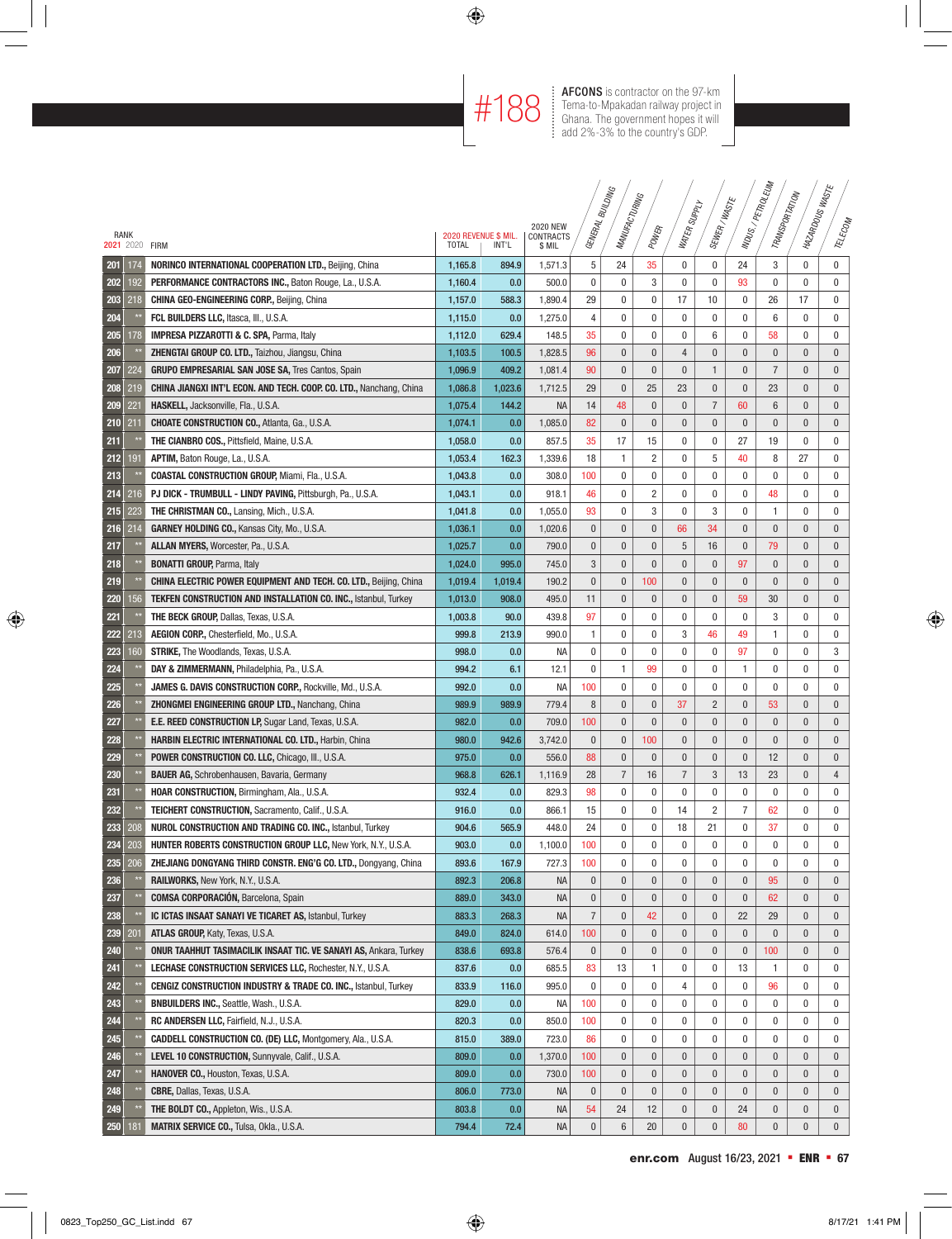**#188** **AFCONS** is contractor on the 97-km Tema-to-Mpakadan railway project in Ghana. The government hopes it will add 2%-3% to the country's GDP.

| RANK 2021 | RANK 2020 | FIRM | 2020 REVENUE $ MIL. TOTAL | 2020 REVENUE $ MIL. INT'L | 2020 NEW CONTRACTS $ MIL | GENERAL BUILDING | MANUFACTURING | POWER | WATER SUPPLY | SEWER / WASTE | INDUS. / PETROLEUM | TRANSPORTATION | HAZARDOUS WASTE | TELECOM |
|---|---|---|---|---|---|---|---|---|---|---|---|---|---|---|
| 201 | 174 | **NORINCO INTERNATIONAL COOPERATION LTD.,** Beijing, China | 1,165.8 | 894.9 | 1,571.3 | 5 | 24 | 35 | 0 | 0 | 24 | 3 | 0 | 0 |
| 202 | 192 | **PERFORMANCE CONTRACTORS INC.,** Baton Rouge, La., U.S.A. | 1,160.4 | 0.0 | 500.0 | 0 | 0 | 3 | 0 | 0 | 93 | 0 | 0 | 0 |
| 203 | 218 | **CHINA GEO-ENGINEERING CORP.,** Beijing, China | 1,157.0 | 588.3 | 1,890.4 | 29 | 0 | 0 | 17 | 10 | 0 | 26 | 17 | 0 |
| 204 | ** | **FCL BUILDERS LLC,** Itasca, Ill., U.S.A. | 1,115.0 | 0.0 | 1,275.0 | 4 | 0 | 0 | 0 | 0 | 0 | 6 | 0 | 0 |
| 205 | 178 | **IMPRESA PIZZAROTTI & C. SPA,** Parma, Italy | 1,112.0 | 629.4 | 148.5 | 35 | 0 | 0 | 0 | 6 | 0 | 58 | 0 | 0 |
| 206 | ** | **ZHENGTAI GROUP CO. LTD.,** Taizhou, Jiangsu, China | 1,103.5 | 100.5 | 1,828.5 | 96 | 0 | 0 | 4 | 0 | 0 | 0 | 0 | 0 |
| 207 | 224 | **GRUPO EMPRESARIAL SAN JOSE SA,** Tres Cantos, Spain | 1,096.9 | 409.2 | 1,081.4 | 90 | 0 | 0 | 0 | 1 | 0 | 7 | 0 | 0 |
| 208 | 219 | **CHINA JIANGXI INT'L ECON. AND TECH. COOP. CO. LTD.,** Nanchang, China | 1,086.8 | 1,023.6 | 1,712.5 | 29 | 0 | 25 | 23 | 0 | 0 | 23 | 0 | 0 |
| 209 | 221 | **HASKELL,** Jacksonville, Fla., U.S.A. | 1,075.4 | 144.2 | NA | 14 | 48 | 0 | 0 | 7 | 60 | 6 | 0 | 0 |
| 210 | 211 | **CHOATE CONSTRUCTION CO.,** Atlanta, Ga., U.S.A. | 1,074.1 | 0.0 | 1,085.0 | 82 | 0 | 0 | 0 | 0 | 0 | 0 | 0 | 0 |
| 211 | ** | **THE CIANBRO COS.,** Pittsfield, Maine, U.S.A. | 1,058.0 | 0.0 | 857.5 | 35 | 17 | 15 | 0 | 0 | 27 | 19 | 0 | 0 |
| 212 | 191 | **APTIM,** Baton Rouge, La., U.S.A. | 1,053.4 | 162.3 | 1,339.6 | 18 | 1 | 2 | 0 | 5 | 40 | 8 | 27 | 0 |
| 213 | ** | **COASTAL CONSTRUCTION GROUP,** Miami, Fla., U.S.A. | 1,043.8 | 0.0 | 308.0 | 100 | 0 | 0 | 0 | 0 | 0 | 0 | 0 | 0 |
| 214 | 216 | **PJ DICK - TRUMBULL - LINDY PAVING,** Pittsburgh, Pa., U.S.A. | 1,043.1 | 0.0 | 918.1 | 46 | 0 | 2 | 0 | 0 | 0 | 48 | 0 | 0 |
| 215 | 223 | **THE CHRISTMAN CO.,** Lansing, Mich., U.S.A. | 1,041.8 | 0.0 | 1,055.0 | 93 | 0 | 3 | 0 | 3 | 0 | 1 | 0 | 0 |
| 216 | 214 | **GARNEY HOLDING CO.,** Kansas City, Mo., U.S.A. | 1,036.1 | 0.0 | 1,020.6 | 0 | 0 | 0 | 66 | 34 | 0 | 0 | 0 | 0 |
| 217 | ** | **ALLAN MYERS,** Worcester, Pa., U.S.A. | 1,025.7 | 0.0 | 790.0 | 0 | 0 | 0 | 5 | 16 | 0 | 79 | 0 | 0 |
| 218 | ** | **BONATTI GROUP,** Parma, Italy | 1,024.0 | 995.0 | 745.0 | 3 | 0 | 0 | 0 | 0 | 97 | 0 | 0 | 0 |
| 219 | ** | **CHINA ELECTRIC POWER EQUIPMENT AND TECH. CO. LTD.,** Beijing, China | 1,019.4 | 1,019.4 | 190.2 | 0 | 0 | 100 | 0 | 0 | 0 | 0 | 0 | 0 |
| 220 | 156 | **TEKFEN CONSTRUCTION AND INSTALLATION CO. INC.,** Istanbul, Turkey | 1,013.0 | 908.0 | 495.0 | 11 | 0 | 0 | 0 | 0 | 59 | 30 | 0 | 0 |
| 221 | ** | **THE BECK GROUP,** Dallas, Texas, U.S.A. | 1,003.8 | 90.0 | 439.8 | 97 | 0 | 0 | 0 | 0 | 0 | 3 | 0 | 0 |
| 222 | 213 | **AEGION CORP.,** Chesterfield, Mo., U.S.A. | 999.8 | 213.9 | 990.0 | 1 | 0 | 0 | 3 | 46 | 49 | 1 | 0 | 0 |
| 223 | 160 | **STRIKE,** The Woodlands, Texas, U.S.A. | 998.0 | 0.0 | NA | 0 | 0 | 0 | 0 | 0 | 97 | 0 | 0 | 3 |
| 224 | ** | **DAY & ZIMMERMANN,** Philadelphia, Pa., U.S.A. | 994.2 | 6.1 | 12.1 | 0 | 1 | 99 | 0 | 0 | 1 | 0 | 0 | 0 |
| 225 | ** | **JAMES G. DAVIS CONSTRUCTION CORP.,** Rockville, Md., U.S.A. | 992.0 | 0.0 | NA | 100 | 0 | 0 | 0 | 0 | 0 | 0 | 0 | 0 |
| 226 | ** | **ZHONGMEI ENGINEERING GROUP LTD.,** Nanchang, China | 989.9 | 989.9 | 779.4 | 8 | 0 | 0 | 37 | 2 | 0 | 53 | 0 | 0 |
| 227 | ** | **E.E. REED CONSTRUCTION LP,** Sugar Land, Texas, U.S.A. | 982.0 | 0.0 | 709.0 | 100 | 0 | 0 | 0 | 0 | 0 | 0 | 0 | 0 |
| 228 | ** | **HARBIN ELECTRIC INTERNATIONAL CO. LTD.,** Harbin, China | 980.0 | 942.6 | 3,742.0 | 0 | 0 | 100 | 0 | 0 | 0 | 0 | 0 | 0 |
| 229 | ** | **POWER CONSTRUCTION CO. LLC,** Chicago, Ill., U.S.A. | 975.0 | 0.0 | 556.0 | 88 | 0 | 0 | 0 | 0 | 0 | 12 | 0 | 0 |
| 230 | ** | **BAUER AG,** Schrobenhausen, Bavaria, Germany | 968.8 | 626.1 | 1,116.9 | 28 | 7 | 16 | 7 | 3 | 13 | 23 | 0 | 4 |
| 231 | ** | **HOAR CONSTRUCTION,** Birmingham, Ala., U.S.A. | 932.4 | 0.0 | 829.3 | 98 | 0 | 0 | 0 | 0 | 0 | 0 | 0 | 0 |
| 232 | ** | **TEICHERT CONSTRUCTION,** Sacramento, Calif., U.S.A. | 916.0 | 0.0 | 866.1 | 15 | 0 | 0 | 14 | 2 | 7 | 62 | 0 | 0 |
| 233 | 208 | **NUROL CONSTRUCTION AND TRADING CO. INC.,** Istanbul, Turkey | 904.6 | 565.9 | 448.0 | 24 | 0 | 0 | 18 | 21 | 0 | 37 | 0 | 0 |
| 234 | 203 | **HUNTER ROBERTS CONSTRUCTION GROUP LLC,** New York, N.Y., U.S.A. | 903.0 | 0.0 | 1,100.0 | 100 | 0 | 0 | 0 | 0 | 0 | 0 | 0 | 0 |
| 235 | 206 | **ZHEJIANG DONGYANG THIRD CONSTR. ENG'G CO. LTD.,** Dongyang, China | 893.6 | 167.9 | 727.3 | 100 | 0 | 0 | 0 | 0 | 0 | 0 | 0 | 0 |
| 236 | ** | **RAILWORKS,** New York, N.Y., U.S.A. | 892.3 | 206.8 | NA | 0 | 0 | 0 | 0 | 0 | 0 | 95 | 0 | 0 |
| 237 | ** | **COMSA CORPORACIÓN,** Barcelona, Spain | 889.0 | 343.0 | NA | 0 | 0 | 0 | 0 | 0 | 0 | 62 | 0 | 0 |
| 238 | ** | **IC ICTAS INSAAT SANAYI VE TICARET AS,** Istanbul, Turkey | 883.3 | 268.3 | NA | 7 | 0 | 42 | 0 | 0 | 22 | 29 | 0 | 0 |
| 239 | 201 | **ATLAS GROUP,** Katy, Texas, U.S.A. | 849.0 | 824.0 | 614.0 | 100 | 0 | 0 | 0 | 0 | 0 | 0 | 0 | 0 |
| 240 | ** | **ONUR TAAHHUT TASIMACILIK INSAAT TIC. VE SANAYI AS,** Ankara, Turkey | 838.6 | 693.8 | 576.4 | 0 | 0 | 0 | 0 | 0 | 0 | 100 | 0 | 0 |
| 241 | ** | **LECHASE CONSTRUCTION SERVICES LLC,** Rochester, N.Y., U.S.A. | 837.6 | 0.0 | 685.5 | 83 | 13 | 1 | 0 | 0 | 13 | 1 | 0 | 0 |
| 242 | ** | **CENGIZ CONSTRUCTION INDUSTRY & TRADE CO. INC.,** Istanbul, Turkey | 833.9 | 116.0 | 995.0 | 0 | 0 | 0 | 4 | 0 | 0 | 96 | 0 | 0 |
| 243 | ** | **BNBUILDERS INC.,** Seattle, Wash., U.S.A. | 829.0 | 0.0 | NA | 100 | 0 | 0 | 0 | 0 | 0 | 0 | 0 | 0 |
| 244 | ** | **RC ANDERSEN LLC,** Fairfield, N.J., U.S.A. | 820.3 | 0.0 | 850.0 | 100 | 0 | 0 | 0 | 0 | 0 | 0 | 0 | 0 |
| 245 | ** | **CADDELL CONSTRUCTION CO. (DE) LLC,** Montgomery, Ala., U.S.A. | 815.0 | 389.0 | 723.0 | 86 | 0 | 0 | 0 | 0 | 0 | 0 | 0 | 0 |
| 246 | ** | **LEVEL 10 CONSTRUCTION,** Sunnyvale, Calif., U.S.A. | 809.0 | 0.0 | 1,370.0 | 100 | 0 | 0 | 0 | 0 | 0 | 0 | 0 | 0 |
| 247 | ** | **HANOVER CO.,** Houston, Texas, U.S.A. | 809.0 | 0.0 | 730.0 | 100 | 0 | 0 | 0 | 0 | 0 | 0 | 0 | 0 |
| 248 | ** | **CBRE,** Dallas, Texas, U.S.A. | 806.0 | 773.0 | NA | 0 | 0 | 0 | 0 | 0 | 0 | 0 | 0 | 0 |
| 249 | ** | **THE BOLDT CO.,** Appleton, Wis., U.S.A. | 803.8 | 0.0 | NA | 54 | 24 | 12 | 0 | 0 | 24 | 0 | 0 | 0 |
| 250 | 181 | **MATRIX SERVICE CO.,** Tulsa, Okla., U.S.A. | 794.4 | 72.4 | NA | 0 | 6 | 20 | 0 | 0 | 80 | 0 | 0 | 0 |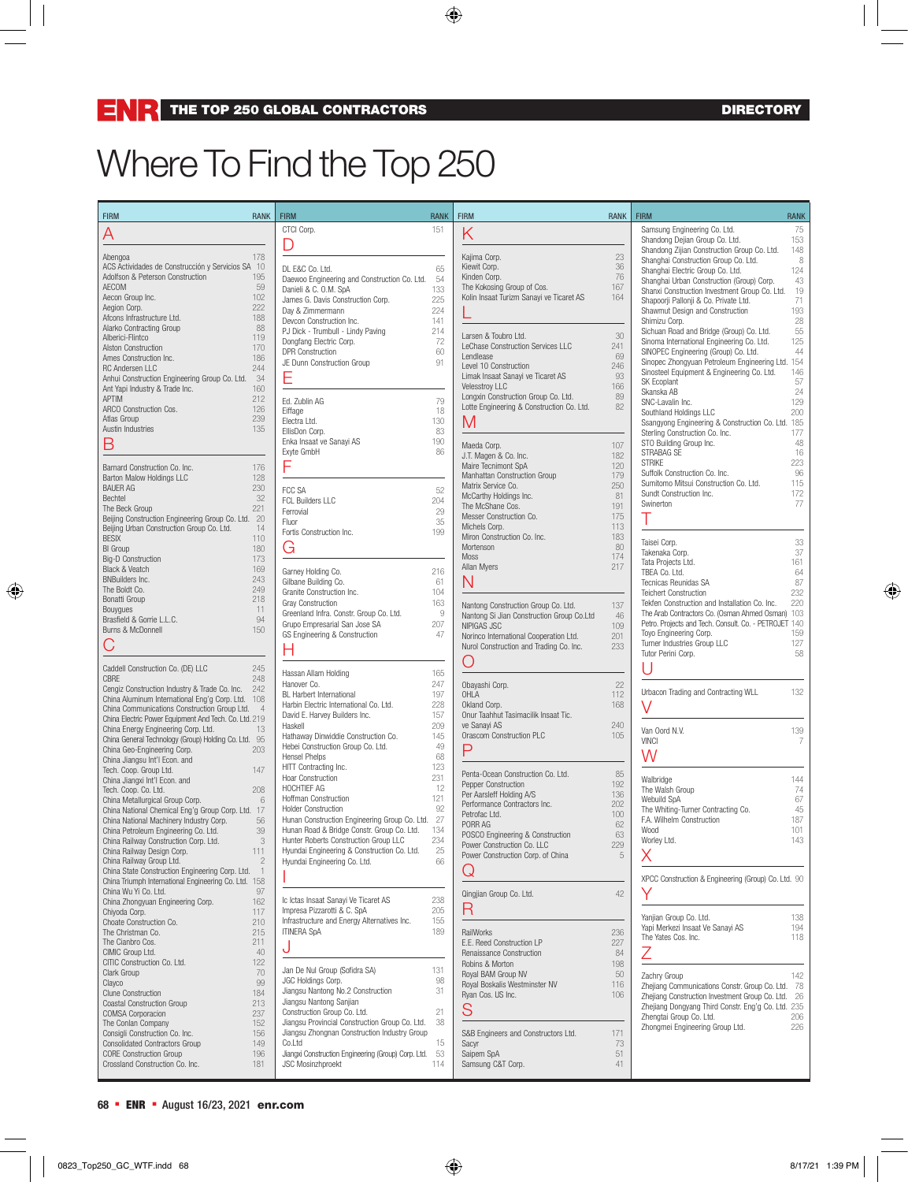# Where To Find the Top 250

| FIRM | RANK |
|---|---|
| **A** | |
| Abengoa | 178 |
| ACS Actividades de Construcción y Servicios SA | 10 |
| Adolfson & Peterson Construction | 195 |
| AECOM | 59 |
| Aecon Group Inc. | 102 |
| Aegion Corp. | 222 |
| Afcons Infrastructure Ltd. | 188 |
| Alarko Contracting Group | 88 |
| Alberici-Flintco | 119 |
| Alston Construction | 170 |
| Ames Construction Inc. | 186 |
| RC Andersen LLC | 244 |
| Anhui Construction Engineering Group Co. Ltd. | 34 |
| Ant Yapi Industry & Trade Inc. | 160 |
| APTIM | 212 |
| ARCO Construction Cos. | 126 |
| Atlas Group | 239 |
| Austin Industries | 135 |
| **B** | |
| Barnard Construction Co. Inc. | 176 |
| Barton Malow Holdings LLC | 128 |
| BAUER AG | 230 |
| Bechtel | 32 |
| The Beck Group | 221 |
| Beijing Construction Engineering Group Co. Ltd. | 20 |
| Beijing Urban Construction Group Co. Ltd. | 14 |
| BESIX | 110 |
| BI Group | 180 |
| Big-D Construction | 173 |
| Black & Veatch | 169 |
| BNBuilders Inc. | 243 |
| The Boldt Co. | 249 |
| Bonatti Group | 218 |
| Bouygues | 11 |
| Brasfield & Gorrie L.L.C. | 94 |
| Burns & McDonnell | 150 |
| **C** | |
| Caddell Construction Co. (DE) LLC | 245 |
| CBRE | 248 |
| Cengiz Construction Industry & Trade Co. Inc. | 242 |
| China Aluminum International Eng'g Corp. Ltd. | 108 |
| China Communications Construction Group Ltd. | 4 |
| China Electric Power Equipment And Tech. Co. Ltd. | 219 |
| China Energy Engineering Corp. Ltd. | 13 |
| China General Technology (Group) Holding Co. Ltd. | 95 |
| China Geo-Engineering Corp. | 203 |
| China Jiangsu Int'l Econ. and Tech. Coop. Group Ltd. | 147 |
| China Jiangxi Int'l Econ. and Tech. Coop. Co. Ltd. | 208 |
| China Metallurgical Group Corp. | 6 |
| China National Chemical Eng'g Group Corp. Ltd. | 17 |
| China National Machinery Industry Corp. | 56 |
| China Petroleum Engineering Co. Ltd. | 39 |
| China Railway Construction Corp. Ltd. | 3 |
| China Railway Design Corp. | 111 |
| China Railway Group Ltd. | 2 |
| China State Construction Engineering Corp. Ltd. | 1 |
| China Triumph International Engineering Co. Ltd. | 158 |
| China Wu Yi Co. Ltd. | 97 |
| China Zhongyuan Engineering Corp. | 162 |
| Chiyoda Corp. | 117 |
| Choate Construction Co. | 210 |
| The Christman Co. | 215 |
| The Cianbro Cos. | 211 |
| CIMIC Group Ltd. | 40 |
| CITIC Construction Co. Ltd. | 122 |
| Clark Group | 70 |
| Clayco | 99 |
| Clune Construction | 184 |
| Coastal Construction Group | 213 |
| COMSA Corporacion | 237 |
| The Conlan Company | 152 |
| Consigli Construction Co. Inc. | 156 |
| Consolidated Contractors Group | 149 |
| CORE Construction Group | 196 |
| Crossland Construction Co. Inc. | 181 |
| CTCI Corp. | 151 |
| **D** | |
| DL E&C Co. Ltd. | 65 |
| Daewoo Engineering and Construction Co. Ltd. | 54 |
| Danieli & C. O.M. SpA | 133 |
| James G. Davis Construction Corp. | 225 |
| Day & Zimmermann | 224 |
| Devcon Construction Inc. | 141 |
| PJ Dick - Trumbull - Lindy Paving | 214 |
| Dongfang Electric Corp. | 72 |
| DPR Construction | 60 |
| JE Dunn Construction Group | 91 |
| **E** | |
| Ed. Zublin AG | 79 |
| Eiffage | 18 |
| Electra Ltd. | 130 |
| EllisDon Corp. | 83 |
| Enka Insaat ve Sanayi AS | 190 |
| Exyte GmbH | 86 |
| **F** | |
| FCC SA | 52 |
| FCL Builders LLC | 204 |
| Ferrovial | 29 |
| Fluor | 35 |
| Fortis Construction Inc. | 199 |
| **G** | |
| Garney Holding Co. | 216 |
| Gilbane Building Co. | 61 |
| Granite Construction Inc. | 104 |
| Gray Construction | 163 |
| Greenland Infra. Constr. Group Co. Ltd. | 9 |
| Grupo Empresarial San Jose SA | 207 |
| GS Engineering & Construction | 47 |
| **H** | |
| Hassan Allam Holding | 165 |
| Hanover Co. | 247 |
| BL Harbert International | 197 |
| Harbin Electric International Co. Ltd. | 228 |
| David E. Harvey Builders Inc. | 157 |
| Haskell | 209 |
| Hathaway Dinwiddie Construction Co. | 145 |
| Hebei Construction Group Co. Ltd. | 49 |
| Hensel Phelps | 68 |
| HITT Contracting Inc. | 123 |
| Hoar Construction | 231 |
| HOCHTIEF AG | 12 |
| Hoffman Construction | 121 |
| Holder Construction | 92 |
| Hunan Construction Engineering Group Co. Ltd. | 27 |
| Hunan Road & Bridge Constr. Group Co. Ltd. | 134 |
| Hunter Roberts Construction Group LLC | 234 |
| Hyundai Engineering & Construction Co. Ltd. | 25 |
| Hyundai Engineering Co. Ltd. | 66 |
| **I** | |
| Ic Ictas Insaat Sanayi Ve Ticaret AS | 238 |
| Impresa Pizzarotti & C. SpA | 205 |
| Infrastructure and Energy Alternatives Inc. | 155 |
| ITINERA SpA | 189 |
| **J** | |
| Jan De Nul Group (Sofidra SA) | 131 |
| JGC Holdings Corp. | 98 |
| Jiangsu Nantong No.2 Construction | 31 |
| Jiangsu Nantong Sanjian Construction Group Co. Ltd. | 21 |
| Jiangsu Provincial Construction Group Co. Ltd. | 38 |
| Jiangsu Zhongnan Construction Industry Group Co.Ltd | 15 |
| Jiangxi Construction Engineering (Group) Corp. Ltd. | 53 |
| JSC Mosinzhproekt | 114 |
| **K** | |
| Kajima Corp. | 23 |
| Kiewit Corp. | 36 |
| Kinden Corp. | 76 |
| The Kokosing Group of Cos. | 167 |
| Kolin Insaat Turizm Sanayi ve Ticaret AS | 164 |
| **L** | |
| Larsen & Toubro Ltd. | 30 |
| LeChase Construction Services LLC | 241 |
| Lendlease | 69 |
| Level 10 Construction | 246 |
| Limak Insaat Sanayi ve Ticaret AS | 93 |
| Velesstroy LLC | 166 |
| Longxin Construction Group Co. Ltd. | 89 |
| Lotte Engineering & Construction Co. Ltd. | 82 |
| **M** | |
| Maeda Corp. | 107 |
| J.T. Magen & Co. Inc. | 182 |
| Maire Tecnimont SpA | 120 |
| Manhattan Construction Group | 179 |
| Matrix Service Co. | 250 |
| McCarthy Holdings Inc. | 81 |
| The McShane Cos. | 191 |
| Messer Construction Co. | 175 |
| Michels Corp. | 113 |
| Miron Construction Co. Inc. | 183 |
| Mortenson | 80 |
| Moss | 174 |
| Allan Myers | 217 |
| **N** | |
| Nantong Construction Group Co. Ltd. | 137 |
| Nantong Si Jian Construction Group Co.Ltd | 46 |
| NIPIGAS JSC | 109 |
| Norinco International Cooperation Ltd. | 201 |
| Nurol Construction and Trading Co. Inc. | 233 |
| **O** | |
| Obayashi Corp. | 22 |
| OHLA | 112 |
| Okland Corp. | 168 |
| Onur Taahhut Tasimacilik Insaat Tic. ve Sanayi AS | 240 |
| Orascom Construction PLC | 105 |
| **P** | |
| Penta-Ocean Construction Co. Ltd. | 85 |
| Pepper Construction | 192 |
| Per Aarsleff Holding A/S | 136 |
| Performance Contractors Inc. | 202 |
| Petrofac Ltd. | 100 |
| PORR AG | 62 |
| POSCO Engineering & Construction | 63 |
| Power Construction Co. LLC | 229 |
| Power Construction Corp. of China | 5 |
| **Q** | |
| Qingjian Group Co. Ltd. | 42 |
| **R** | |
| RailWorks | 236 |
| E.E. Reed Construction LP | 227 |
| Renaissance Construction | 84 |
| Robins & Morton | 198 |
| Royal BAM Group NV | 50 |
| Royal Boskalis Westminster NV | 116 |
| Ryan Cos. US Inc. | 106 |
| **S** | |
| S&B Engineers and Constructors Ltd. | 171 |
| Sacyr | 73 |
| Saipem SpA | 51 |
| Samsung C&T Corp. | 41 |
| Samsung Engineering Co. Ltd. | 75 |
| Shandong Dejian Group Co. Ltd. | 153 |
| Shandong Zijian Construction Group Co. Ltd. | 148 |
| Shanghai Construction Group Co. Ltd. | 8 |
| Shanghai Electric Group Co. Ltd. | 124 |
| Shanghai Urban Construction (Group) Corp. | 43 |
| Shanxi Construction Investment Group Co. Ltd. | 19 |
| Shapoorji Pallonji & Co. Private Ltd. | 71 |
| Shawmut Design and Construction | 193 |
| Shimizu Corp. | 28 |
| Sichuan Road and Bridge (Group) Co. Ltd. | 55 |
| Sinoma International Engineering Co. Ltd. | 125 |
| SINOPEC Engineering (Group) Co. Ltd. | 44 |
| Sinopec Zhongyuan Petroleum Engineering Ltd. | 154 |
| Sinosteel Equipment & Engineering Co. Ltd. | 146 |
| SK Ecoplant | 57 |
| Skanska AB | 24 |
| SNC-Lavalin Inc. | 129 |
| Southland Holdings LLC | 200 |
| Ssangyong Engineering & Construction Co. Ltd. | 185 |
| Sterling Construction Co. Inc. | 177 |
| STO Building Group Inc. | 48 |
| STRABAG SE | 16 |
| STRIKE | 223 |
| Suffolk Construction Co. Inc. | 96 |
| Sumitomo Mitsui Construction Co. Ltd. | 115 |
| Sundt Construction Inc. | 172 |
| Swinerton | 77 |
| **T** | |
| Taisei Corp. | 33 |
| Takenaka Corp. | 37 |
| Tata Projects Ltd. | 161 |
| TBEA Co. Ltd. | 64 |
| Tecnicas Reunidas SA | 87 |
| Teichert Construction | 232 |
| Tekfen Construction and Installation Co. Inc. | 220 |
| The Arab Contractors Co. (Osman Ahmed Osman) | 103 |
| Petro. Projects and Tech. Consult. Co. - PETROJET | 140 |
| Toyo Engineering Corp. | 159 |
| Turner Industries Group LLC | 127 |
| Tutor Perini Corp. | 58 |
| **U** | |
| Urbacon Trading and Contracting WLL | 132 |
| **V** | |
| Van Oord N.V. | 139 |
| VINCI | 7 |
| **W** | |
| Walbridge | 144 |
| The Walsh Group | 74 |
| Webuild SpA | 67 |
| The Whiting-Turner Contracting Co. | 45 |
| F.A. Wilhelm Construction | 187 |
| Wood | 101 |
| Worley Ltd. | 143 |
| **X** | |
| XPCC Construction & Engineering (Group) Co. Ltd. | 90 |
| **Y** | |
| Yanjian Group Co. Ltd. | 138 |
| Yapi Merkezi Insaat Ve Sanayi AS | 194 |
| The Yates Cos. Inc. | 118 |
| **Z** | |
| Zachry Group | 142 |
| Zhejiang Communications Constr. Group Co. Ltd. | 78 |
| Zhejiang Construction Investment Group Co. Ltd. | 26 |
| Zhejiang Dongyang Third Constr. Eng'g Co. Ltd. | 235 |
| Zhengtai Group Co. Ltd. | 206 |
| Zhongmei Engineering Group Ltd. | 226 |